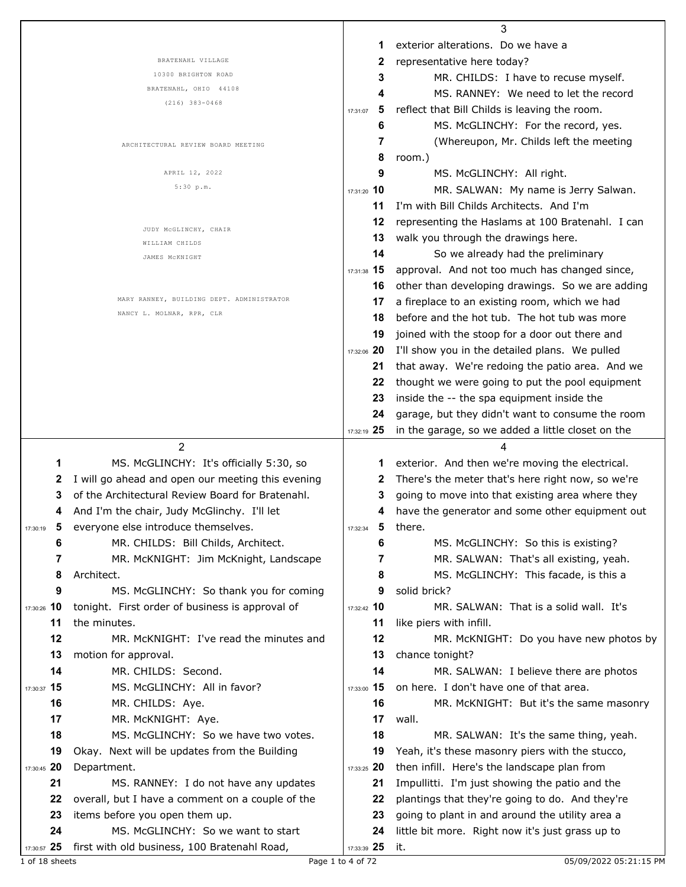BRATENAHL VILLAGE
10300 BRIGHTON ROAD
BRATENAHL, OHIO 44108
(216) 383-0468

ARCHITECTURAL REVIEW BOARD MEETING

APRIL 12, 2022
5:30 p.m.

JUDY McGLINCHY, CHAIR
WILLIAM CHILDS
JAMES McKNIGHT

MARY RANNEY, BUILDING DEPT. ADMINISTRATOR
NANCY L. MOLNAR, RPR, CLR

---

MS. McGLINCHY: It's officially 5:30, so I will go ahead and open our meeting this evening of the Architectural Review Board for Bratenahl. And I'm the chair, Judy McGlinchy. I'll let everyone else introduce themselves.

MR. CHILDS: Bill Childs, Architect.

MR. McKNIGHT: Jim McKnight, Landscape Architect.

MS. McGLINCHY: So thank you for coming tonight. First order of business is approval of the minutes.

MR. McKNIGHT: I've read the minutes and motion for approval.

MR. CHILDS: Second.

MS. McGLINCHY: All in favor?

MR. CHILDS: Aye.

MR. McKNIGHT: Aye.

MS. McGLINCHY: So we have two votes. Okay. Next will be updates from the Building Department.

MS. RANNEY: I do not have any updates overall, but I have a comment on a couple of the items before you open them up.

MS. McGLINCHY: So we want to start first with old business, 100 Bratenahl Road, exterior alterations. Do we have a representative here today?

MR. CHILDS: I have to recuse myself.

MS. RANNEY: We need to let the record reflect that Bill Childs is leaving the room.

MS. McGLINCHY: For the record, yes.

(Whereupon, Mr. Childs left the meeting room.)

MS. McGLINCHY: All right.

MR. SALWAN: My name is Jerry Salwan. I'm with Bill Childs Architects. And I'm representing the Haslams at 100 Bratenahl. I can walk you through the drawings here.

So we already had the preliminary approval. And not too much has changed since, other than developing drawings. So we are adding a fireplace to an existing room, which we had before and the hot tub. The hot tub was more joined with the stoop for a door out there and I'll show you in the detailed plans. We pulled that away. We're redoing the patio area. And we thought we were going to put the pool equipment inside the -- the spa equipment inside the garage, but they didn't want to consume the room in the garage, so we added a little closet on the exterior. And then we're moving the electrical. There's the meter that's here right now, so we're going to move into that existing area where they have the generator and some other equipment out there.

MS. McGLINCHY: So this is existing?

MR. SALWAN: That's all existing, yeah.

MS. McGLINCHY: This facade, is this a solid brick?

MR. SALWAN: That is a solid wall. It's like piers with infill.

MR. McKNIGHT: Do you have new photos by chance tonight?

MR. SALWAN: I believe there are photos on here. I don't have one of that area.

MR. McKNIGHT: But it's the same masonry wall.

MR. SALWAN: It's the same thing, yeah. Yeah, it's these masonry piers with the stucco, then infill. Here's the landscape plan from Impullitti. I'm just showing the patio and the plantings that they're going to do. And they're going to plant in and around the utility area a little bit more. Right now it's just grass up to it.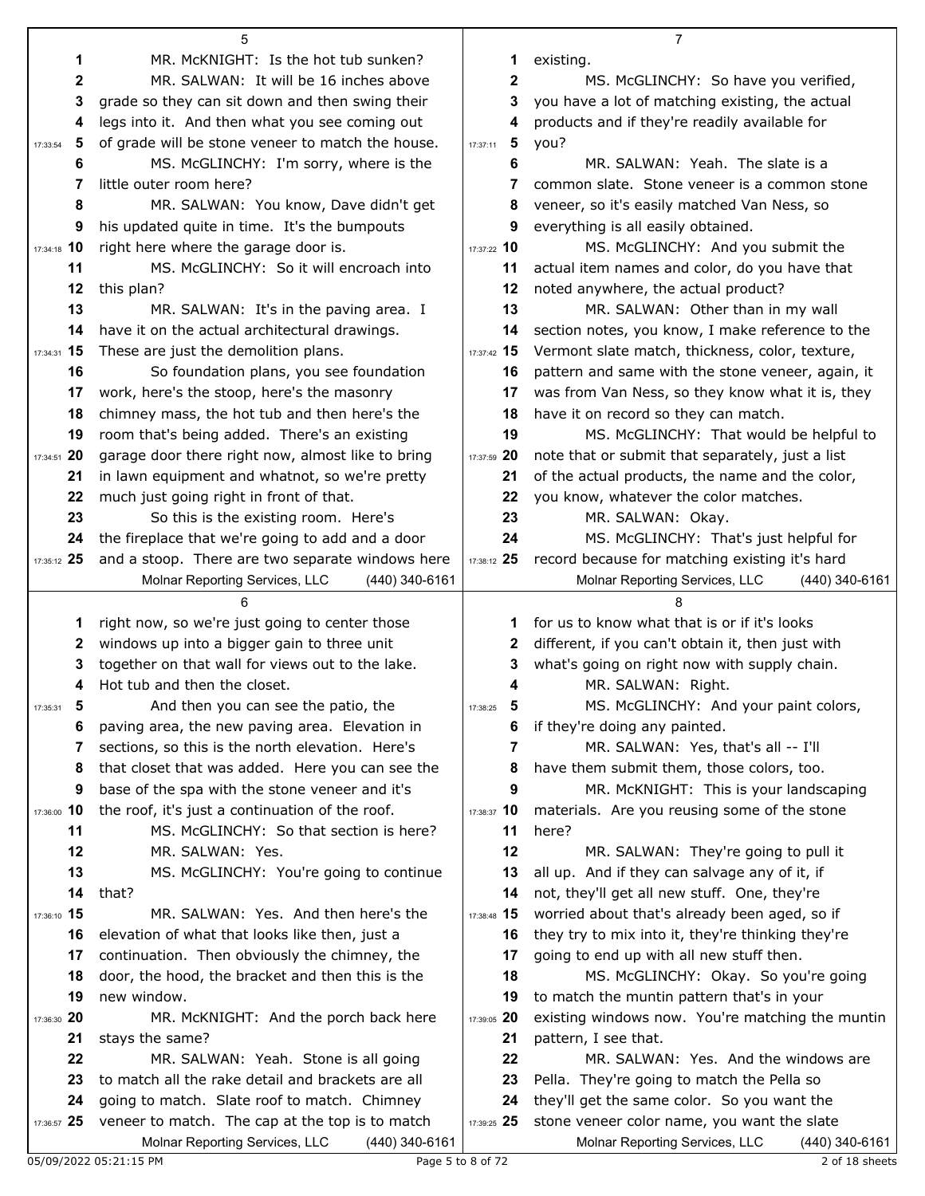MR. McKNIGHT: Is the hot tub sunken?

MR. SALWAN: It will be 16 inches above grade so they can sit down and then swing their legs into it. And then what you see coming out of grade will be stone veneer to match the house.

MS. McGLINCHY: I'm sorry, where is the little outer room here?

MR. SALWAN: You know, Dave didn't get his updated quite in time. It's the bumpouts right here where the garage door is.

MS. McGLINCHY: So it will encroach into this plan?

MR. SALWAN: It's in the paving area. I have it on the actual architectural drawings. These are just the demolition plans.

So foundation plans, you see foundation work, here's the stoop, here's the masonry chimney mass, the hot tub and then here's the room that's being added. There's an existing garage door there right now, almost like to bring in lawn equipment and whatnot, so we're pretty much just going right in front of that.

So this is the existing room. Here's the fireplace that we're going to add and a door and a stoop. There are two separate windows here right now, so we're just going to center those windows up into a bigger gain to three unit together on that wall for views out to the lake. Hot tub and then the closet.

And then you can see the patio, the paving area, the new paving area. Elevation in sections, so this is the north elevation. Here's that closet that was added. Here you can see the base of the spa with the stone veneer and it's the roof, it's just a continuation of the roof.

MS. McGLINCHY: So that section is here?

MR. SALWAN: Yes.

MS. McGLINCHY: You're going to continue that?

MR. SALWAN: Yes. And then here's the elevation of what that looks like then, just a continuation. Then obviously the chimney, the door, the hood, the bracket and then this is the new window.

MR. McKNIGHT: And the porch back here stays the same?

MR. SALWAN: Yeah. Stone is all going to match all the rake detail and brackets are all going to match. Slate roof to match. Chimney veneer to match. The cap at the top is to match existing.

MS. McGLINCHY: So have you verified, you have a lot of matching existing, the actual products and if they're readily available for you?

MR. SALWAN: Yeah. The slate is a common slate. Stone veneer is a common stone veneer, so it's easily matched Van Ness, so everything is all easily obtained.

MS. McGLINCHY: And you submit the actual item names and color, do you have that noted anywhere, the actual product?

MR. SALWAN: Other than in my wall section notes, you know, I make reference to the Vermont slate match, thickness, color, texture, pattern and same with the stone veneer, again, it was from Van Ness, so they know what it is, they have it on record so they can match.

MS. McGLINCHY: That would be helpful to note that or submit that separately, just a list of the actual products, the name and the color, you know, whatever the color matches.

MR. SALWAN: Okay.

MS. McGLINCHY: That's just helpful for record because for matching existing it's hard for us to know what that is or if it's looks different, if you can't obtain it, then just with what's going on right now with supply chain.

MR. SALWAN: Right.

MS. McGLINCHY: And your paint colors, if they're doing any painted.

MR. SALWAN: Yes, that's all -- I'll have them submit them, those colors, too.

MR. McKNIGHT: This is your landscaping materials. Are you reusing some of the stone here?

MR. SALWAN: They're going to pull it all up. And if they can salvage any of it, if not, they'll get all new stuff. One, they're worried about that's already been aged, so if they try to mix into it, they're thinking they're going to end up with all new stuff then.

MS. McGLINCHY: Okay. So you're going to match the muntin pattern that's in your existing windows now. You're matching the muntin pattern, I see that.

MR. SALWAN: Yes. And the windows are Pella. They're going to match the Pella so they'll get the same color. So you want the slate stone veneer color name, you want the slate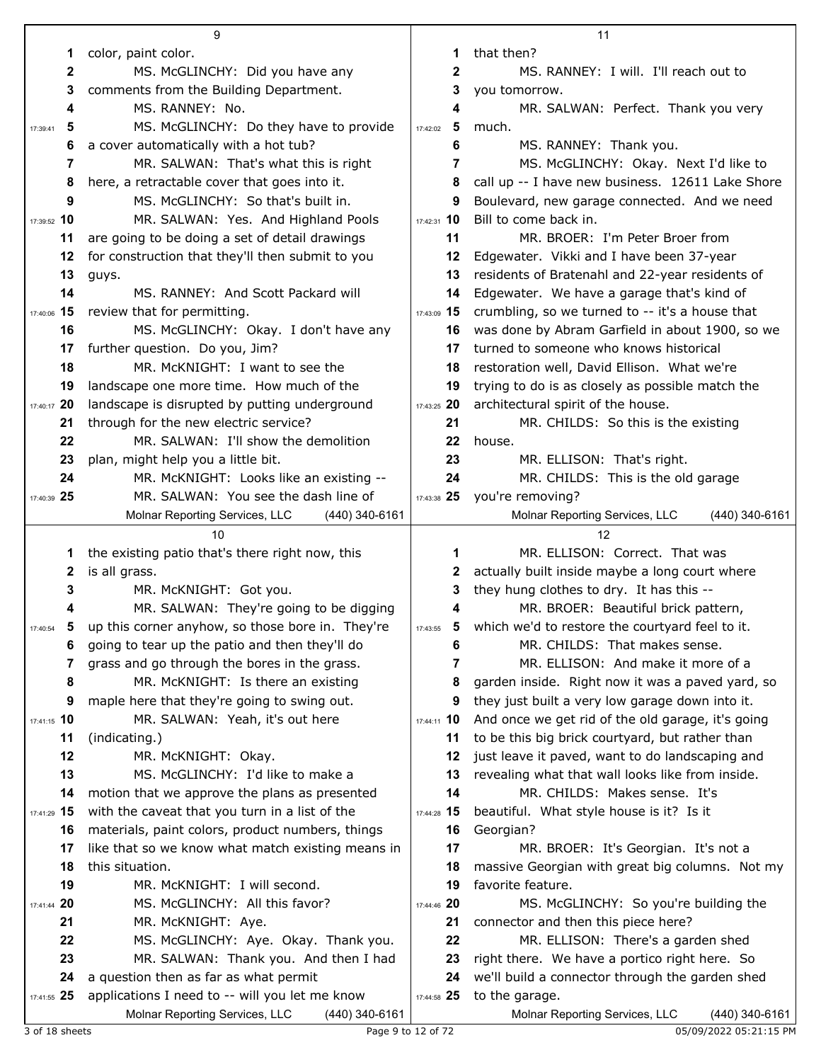MS. McGLINCHY: Did you have any comments from the Building Department.

MS. RANNEY: No.

MS. McGLINCHY: Do they have to provide a cover automatically with a hot tub?

MR. SALWAN: That's what this is right here, a retractable cover that goes into it.

MS. McGLINCHY: So that's built in.

MR. SALWAN: Yes. And Highland Pools are going to be doing a set of detail drawings for construction that they'll then submit to you guys.

MS. RANNEY: And Scott Packard will review that for permitting.

MS. McGLINCHY: Okay. I don't have any further question. Do you, Jim?

MR. McKNIGHT: I want to see the landscape one more time. How much of the landscape is disrupted by putting underground through for the new electric service?

MR. SALWAN: I'll show the demolition plan, might help you a little bit.

MR. McKNIGHT: Looks like an existing --

MR. SALWAN: You see the dash line of the existing patio that's there right now, this is all grass.

MR. McKNIGHT: Got you.

MR. SALWAN: They're going to be digging up this corner anyhow, so those bore in. They're going to tear up the patio and then they'll do grass and go through the bores in the grass.

MR. McKNIGHT: Is there an existing maple here that they're going to swing out.

MR. SALWAN: Yeah, it's out here (indicating.)

MR. McKNIGHT: Okay.

MS. McGLINCHY: I'd like to make a motion that we approve the plans as presented with the caveat that you turn in a list of the materials, paint colors, product numbers, things like that so we know what match existing means in this situation.

MR. McKNIGHT: I will second.

MS. McGLINCHY: All this favor?

MR. McKNIGHT: Aye.

MS. McGLINCHY: Aye. Okay. Thank you.

MR. SALWAN: Thank you. And then I had a question then as far as what permit applications I need to -- will you let me know that then?

MS. RANNEY: I will. I'll reach out to you tomorrow.

MR. SALWAN: Perfect. Thank you very much.

MS. RANNEY: Thank you.

MS. McGLINCHY: Okay. Next I'd like to call up -- I have new business. 12611 Lake Shore Boulevard, new garage connected. And we need Bill to come back in.

MR. BROER: I'm Peter Broer from Edgewater. Vikki and I have been 37-year residents of Bratenahl and 22-year residents of Edgewater. We have a garage that's kind of crumbling, so we turned to -- it's a house that was done by Abram Garfield in about 1900, so we turned to someone who knows historical restoration well, David Ellison. What we're trying to do is as closely as possible match the architectural spirit of the house.

MR. CHILDS: So this is the existing house.

MR. ELLISON: That's right.

MR. CHILDS: This is the old garage you're removing?

MR. ELLISON: Correct. That was actually built inside maybe a long court where they hung clothes to dry. It has this --

MR. BROER: Beautiful brick pattern, which we'd to restore the courtyard feel to it.

MR. CHILDS: That makes sense.

MR. ELLISON: And make it more of a garden inside. Right now it was a paved yard, so they just built a very low garage down into it. And once we get rid of the old garage, it's going to be this big brick courtyard, but rather than just leave it paved, want to do landscaping and revealing what that wall looks like from inside.

MR. CHILDS: Makes sense. It's beautiful. What style house is it? Is it Georgian?

MR. BROER: It's Georgian. It's not a massive Georgian with great big columns. Not my favorite feature.

MS. McGLINCHY: So you're building the connector and then this piece here?

MR. ELLISON: There's a garden shed right there. We have a portico right here. So we'll build a connector through the garden shed to the garage.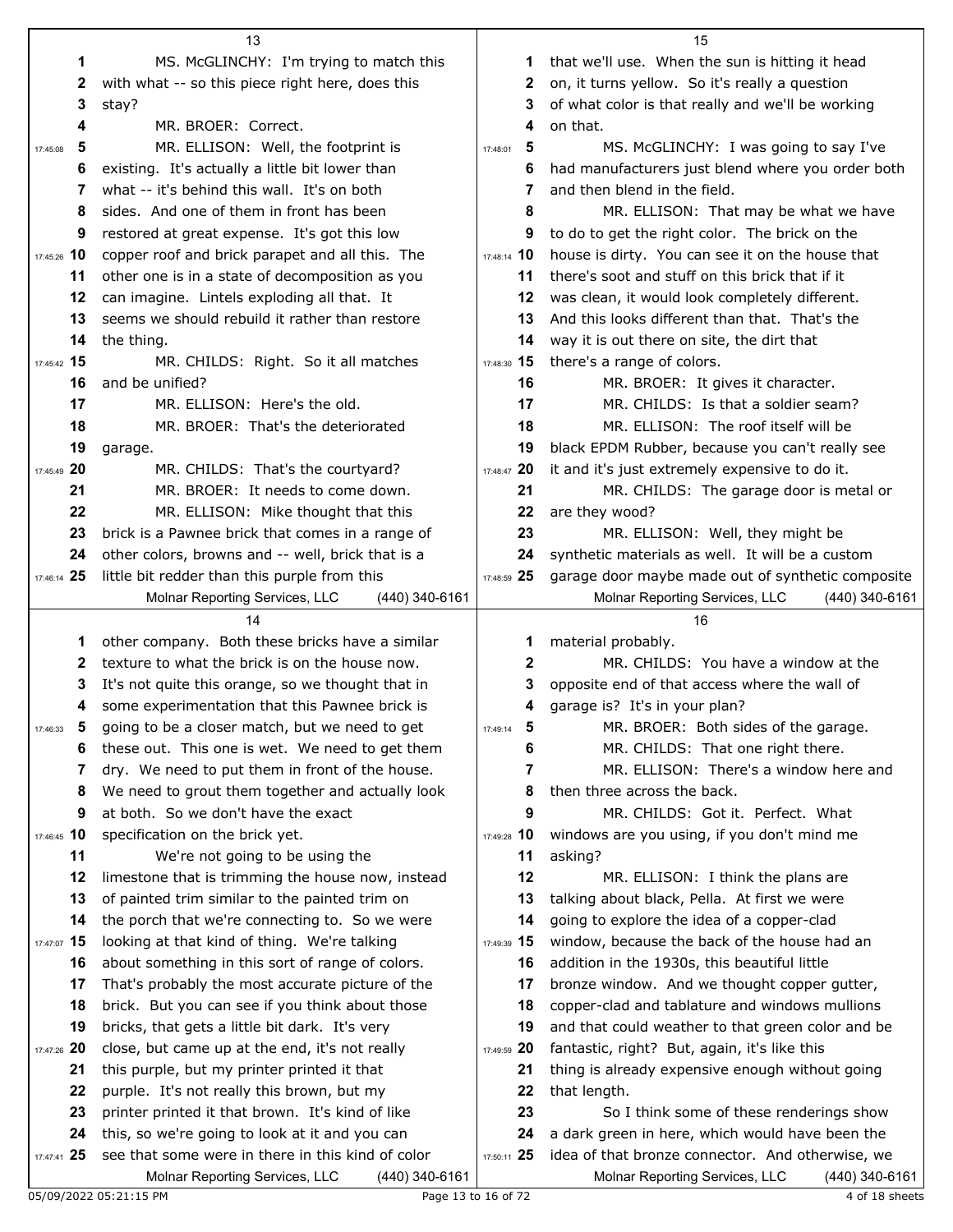MS. McGLINCHY: I'm trying to match this with what -- so this piece right here, does this stay?

MR. BROER: Correct.

MR. ELLISON: Well, the footprint is existing. It's actually a little bit lower than what -- it's behind this wall. It's on both sides. And one of them in front has been restored at great expense. It's got this low copper roof and brick parapet and all this. The other one is in a state of decomposition as you can imagine. Lintels exploding all that. It seems we should rebuild it rather than restore the thing.

MR. CHILDS: Right. So it all matches and be unified?

MR. ELLISON: Here's the old.

MR. BROER: That's the deteriorated garage.

MR. CHILDS: That's the courtyard?

MR. BROER: It needs to come down.

MR. ELLISON: Mike thought that this brick is a Pawnee brick that comes in a range of other colors, browns and -- well, brick that is a little bit redder than this purple from this other company. Both these bricks have a similar texture to what the brick is on the house now. It's not quite this orange, so we thought that in some experimentation that this Pawnee brick is going to be a closer match, but we need to get these out. This one is wet. We need to get them dry. We need to put them in front of the house. We need to grout them together and actually look at both. So we don't have the exact specification on the brick yet.

We're not going to be using the limestone that is trimming the house now, instead of painted trim similar to the painted trim on the porch that we're connecting to. So we were looking at that kind of thing. We're talking about something in this sort of range of colors. That's probably the most accurate picture of the brick. But you can see if you think about those bricks, that gets a little bit dark. It's very close, but came up at the end, it's not really this purple, but my printer printed it that purple. It's not really this brown, but my printer printed it that brown. It's kind of like this, so we're going to look at it and you can see that some were in there in this kind of color that we'll use. When the sun is hitting it head on, it turns yellow. So it's really a question of what color is that really and we'll be working on that.

MS. McGLINCHY: I was going to say I've had manufacturers just blend where you order both and then blend in the field.

MR. ELLISON: That may be what we have to do to get the right color. The brick on the house is dirty. You can see it on the house that there's soot and stuff on this brick that if it was clean, it would look completely different. And this looks different than that. That's the way it is out there on site, the dirt that there's a range of colors.

MR. BROER: It gives it character.

MR. CHILDS: Is that a soldier seam?

MR. ELLISON: The roof itself will be black EPDM Rubber, because you can't really see it and it's just extremely expensive to do it.

MR. CHILDS: The garage door is metal or are they wood?

MR. ELLISON: Well, they might be synthetic materials as well. It will be a custom garage door maybe made out of synthetic composite material probably.

MR. CHILDS: You have a window at the opposite end of that access where the wall of garage is? It's in your plan?

MR. BROER: Both sides of the garage.

MR. CHILDS: That one right there.

MR. ELLISON: There's a window here and then three across the back.

MR. CHILDS: Got it. Perfect. What windows are you using, if you don't mind me asking?

MR. ELLISON: I think the plans are talking about black, Pella. At first we were going to explore the idea of a copper-clad window, because the back of the house had an addition in the 1930s, this beautiful little bronze window. And we thought copper gutter, copper-clad and tablature and windows mullions and that could weather to that green color and be fantastic, right? But, again, it's like this thing is already expensive enough without going that length.

So I think some of these renderings show a dark green in here, which would have been the idea of that bronze connector. And otherwise, we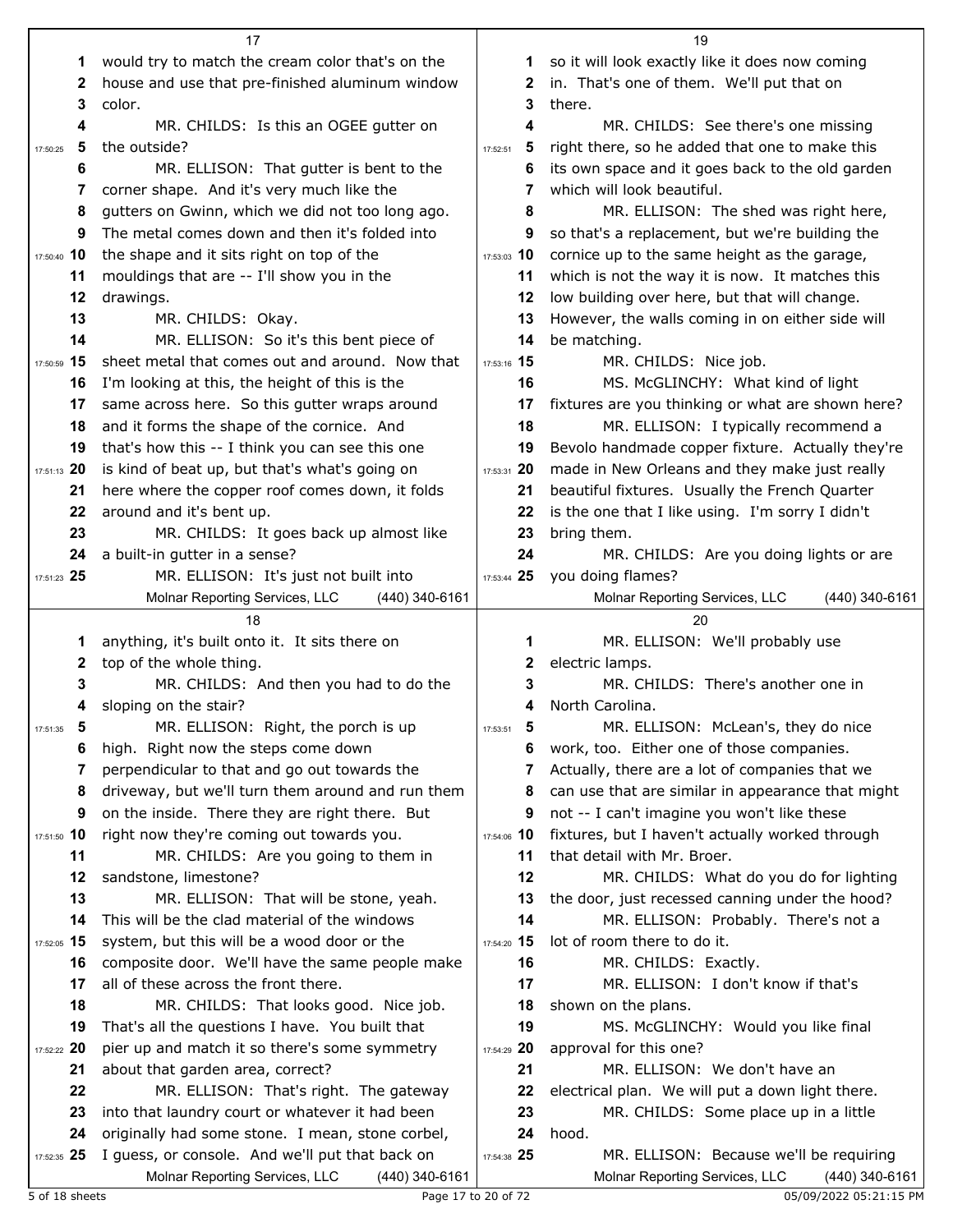MR. CHILDS: Is this an OGEE gutter on the outside?

would try to match the cream color that's on the house and use that pre-finished aluminum window color.

MR. ELLISON: That gutter is bent to the corner shape. And it's very much like the gutters on Gwinn, which we did not too long ago. The metal comes down and then it's folded into the shape and it sits right on top of the mouldings that are -- I'll show you in the drawings.

MR. CHILDS: Okay.

MR. ELLISON: So it's this bent piece of sheet metal that comes out and around. Now that I'm looking at this, the height of this is the same across here. So this gutter wraps around and it forms the shape of the cornice. And that's how this -- I think you can see this one is kind of beat up, but that's what's going on here where the copper roof comes down, it folds around and it's bent up.

MR. CHILDS: It goes back up almost like a built-in gutter in a sense?

MR. ELLISON: It's just not built into anything, it's built onto it. It sits there on top of the whole thing.

MR. CHILDS: And then you had to do the sloping on the stair?

MR. ELLISON: Right, the porch is up high. Right now the steps come down perpendicular to that and go out towards the driveway, but we'll turn them around and run them on the inside. There they are right there. But right now they're coming out towards you.

MR. CHILDS: Are you going to them in sandstone, limestone?

MR. ELLISON: That will be stone, yeah. This will be the clad material of the windows system, but this will be a wood door or the composite door. We'll have the same people make all of these across the front there.

MR. CHILDS: That looks good. Nice job. That's all the questions I have. You built that pier up and match it so there's some symmetry about that garden area, correct?

MR. ELLISON: That's right. The gateway into that laundry court or whatever it had been originally had some stone. I mean, stone corbel, I guess, or console. And we'll put that back on so it will look exactly like it does now coming in. That's one of them. We'll put that on there.

MR. CHILDS: See there's one missing right there, so he added that one to make this its own space and it goes back to the old garden which will look beautiful.

MR. ELLISON: The shed was right here, so that's a replacement, but we're building the cornice up to the same height as the garage, which is not the way it is now. It matches this low building over here, but that will change. However, the walls coming in on either side will be matching.

MR. CHILDS: Nice job.

MS. McGLINCHY: What kind of light fixtures are you thinking or what are shown here?

MR. ELLISON: I typically recommend a Bevolo handmade copper fixture. Actually they're made in New Orleans and they make just really beautiful fixtures. Usually the French Quarter is the one that I like using. I'm sorry I didn't bring them.

MR. CHILDS: Are you doing lights or are you doing flames?

MR. ELLISON: We'll probably use electric lamps.

MR. CHILDS: There's another one in North Carolina.

MR. ELLISON: McLean's, they do nice work, too. Either one of those companies. Actually, there are a lot of companies that we can use that are similar in appearance that might not -- I can't imagine you won't like these fixtures, but I haven't actually worked through that detail with Mr. Broer.

MR. CHILDS: What do you do for lighting the door, just recessed canning under the hood?

MR. ELLISON: Probably. There's not a lot of room there to do it.

MR. CHILDS: Exactly.

MR. ELLISON: I don't know if that's shown on the plans.

MS. McGLINCHY: Would you like final approval for this one?

MR. ELLISON: We don't have an electrical plan. We will put a down light there.

MR. CHILDS: Some place up in a little hood.

MR. ELLISON: Because we'll be requiring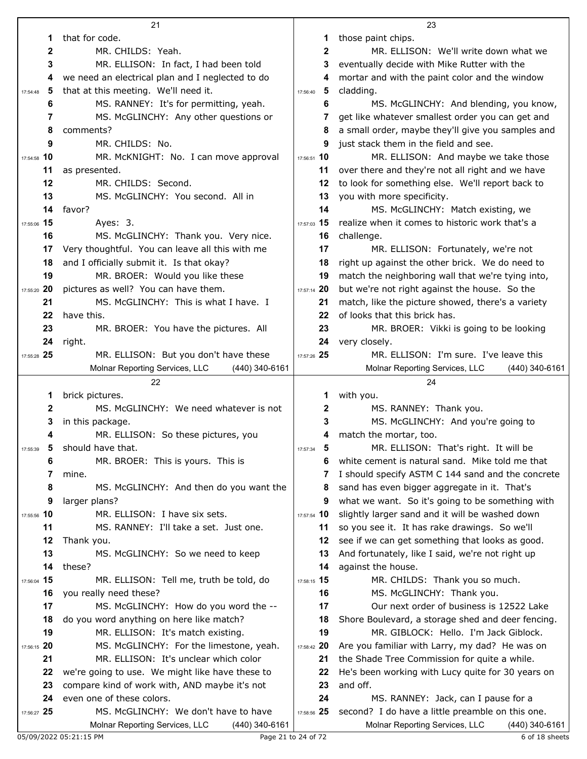that for code.

MR. CHILDS: Yeah.

MR. ELLISON: In fact, I had been told we need an electrical plan and I neglected to do that at this meeting. We'll need it.

MS. RANNEY: It's for permitting, yeah.

MS. McGLINCHY: Any other questions or comments?

MR. CHILDS: No.

MR. McKNIGHT: No. I can move approval as presented.

MR. CHILDS: Second.

MS. McGLINCHY: You second. All in favor?

Ayes: 3.

MS. McGLINCHY: Thank you. Very nice. Very thoughtful. You can leave all this with me and I officially submit it. Is that okay?

MR. BROER: Would you like these pictures as well? You can have them.

MS. McGLINCHY: This is what I have. I have this.

MR. BROER: You have the pictures. All right.

MR. ELLISON: But you don't have these brick pictures.

MS. McGLINCHY: We need whatever is not in this package.

MR. ELLISON: So these pictures, you should have that.

MR. BROER: This is yours. This is mine.

MS. McGLINCHY: And then do you want the larger plans?

MR. ELLISON: I have six sets.

MS. RANNEY: I'll take a set. Just one. Thank you.

MS. McGLINCHY: So we need to keep these?

MR. ELLISON: Tell me, truth be told, do you really need these?

MS. McGLINCHY: How do you word the -- do you word anything on here like match?

MR. ELLISON: It's match existing.

MS. McGLINCHY: For the limestone, yeah.

MR. ELLISON: It's unclear which color we're going to use. We might like have these to compare kind of work with, AND maybe it's not even one of these colors.

MS. McGLINCHY: We don't have to have those paint chips.

MR. ELLISON: We'll write down what we eventually decide with Mike Rutter with the mortar and with the paint color and the window cladding.

MS. McGLINCHY: And blending, you know, get like whatever smallest order you can get and a small order, maybe they'll give you samples and just stack them in the field and see.

MR. ELLISON: And maybe we take those over there and they're not all right and we have to look for something else. We'll report back to you with more specificity.

MS. McGLINCHY: Match existing, we realize when it comes to historic work that's a challenge.

MR. ELLISON: Fortunately, we're not right up against the other brick. We do need to match the neighboring wall that we're tying into, but we're not right against the house. So the match, like the picture showed, there's a variety of looks that this brick has.

MR. BROER: Vikki is going to be looking very closely.

MR. ELLISON: I'm sure. I've leave this with you.

MS. RANNEY: Thank you.

MS. McGLINCHY: And you're going to match the mortar, too.

MR. ELLISON: That's right. It will be white cement is natural sand. Mike told me that I should specify ASTM C 144 sand and the concrete sand has even bigger aggregate in it. That's what we want. So it's going to be something with slightly larger sand and it will be washed down so you see it. It has rake drawings. So we'll see if we can get something that looks as good. And fortunately, like I said, we're not right up against the house.

MR. CHILDS: Thank you so much.

MS. McGLINCHY: Thank you.

Our next order of business is 12522 Lake Shore Boulevard, a storage shed and deer fencing.

MR. GIBLOCK: Hello. I'm Jack Giblock. Are you familiar with Larry, my dad? He was on the Shade Tree Commission for quite a while. He's been working with Lucy quite for 30 years on and off.

MS. RANNEY: Jack, can I pause for a second? I do have a little preamble on this one.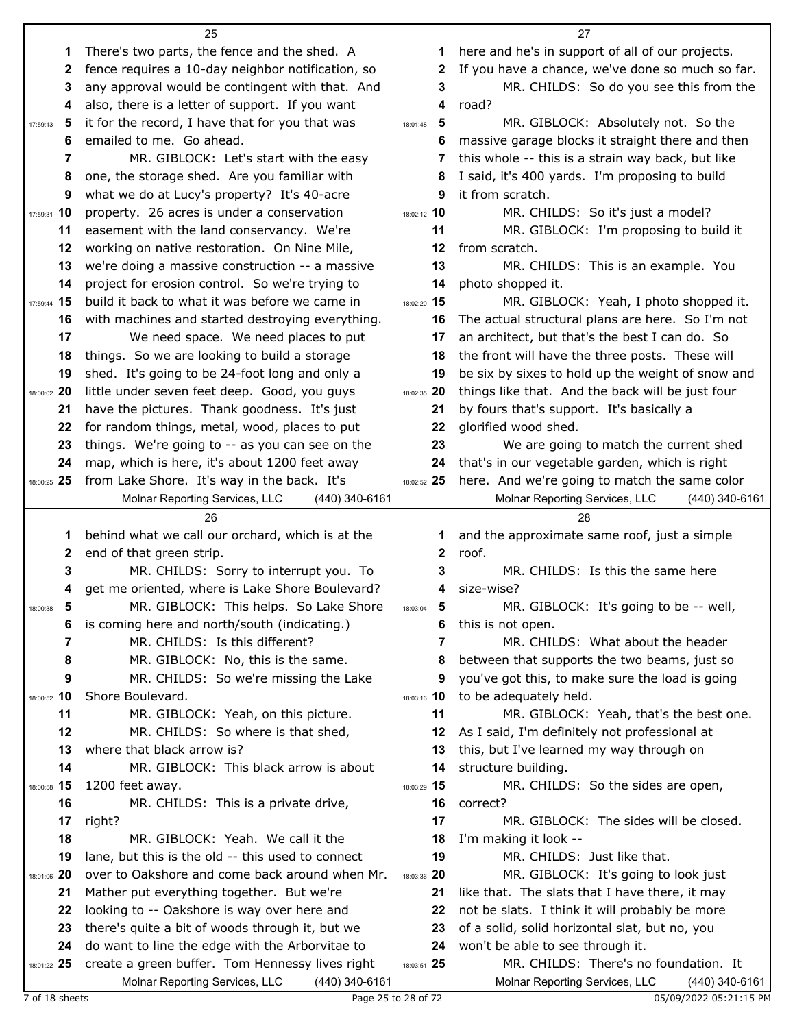There's two parts, the fence and the shed. A fence requires a 10-day neighbor notification, so any approval would be contingent with that. And also, there is a letter of support. If you want it for the record, I have that for you that was emailed to me. Go ahead.

MR. GIBLOCK: Let's start with the easy one, the storage shed. Are you familiar with what we do at Lucy's property? It's 40-acre property. 26 acres is under a conservation easement with the land conservancy. We're working on native restoration. On Nine Mile, we're doing a massive construction -- a massive project for erosion control. So we're trying to build it back to what it was before we came in with machines and started destroying everything.

We need space. We need places to put things. So we are looking to build a storage shed. It's going to be 24-foot long and only a little under seven feet deep. Good, you guys have the pictures. Thank goodness. It's just for random things, metal, wood, places to put things. We're going to -- as you can see on the map, which is here, it's about 1200 feet away from Lake Shore. It's way in the back. It's behind what we call our orchard, which is at the end of that green strip.

MR. CHILDS: Sorry to interrupt you. To get me oriented, where is Lake Shore Boulevard?

MR. GIBLOCK: This helps. So Lake Shore is coming here and north/south (indicating.)

MR. CHILDS: Is this different?

MR. GIBLOCK: No, this is the same.

MR. CHILDS: So we're missing the Lake Shore Boulevard.

MR. GIBLOCK: Yeah, on this picture.

MR. CHILDS: So where is that shed, where that black arrow is?

MR. GIBLOCK: This black arrow is about 1200 feet away.

MR. CHILDS: This is a private drive, right?

MR. GIBLOCK: Yeah. We call it the lane, but this is the old -- this used to connect over to Oakshore and come back around when Mr. Mather put everything together. But we're looking to -- Oakshore is way over here and there's quite a bit of woods through it, but we do want to line the edge with the Arborvitae to create a green buffer. Tom Hennessy lives right here and he's in support of all of our projects. If you have a chance, we've done so much so far.

MR. CHILDS: So do you see this from the road?

MR. GIBLOCK: Absolutely not. So the massive garage blocks it straight there and then this whole -- this is a strain way back, but like I said, it's 400 yards. I'm proposing to build it from scratch.

MR. CHILDS: So it's just a model?

MR. GIBLOCK: I'm proposing to build it from scratch.

MR. CHILDS: This is an example. You photo shopped it.

MR. GIBLOCK: Yeah, I photo shopped it. The actual structural plans are here. So I'm not an architect, but that's the best I can do. So the front will have the three posts. These will be six by sixes to hold up the weight of snow and things like that. And the back will be just four by fours that's support. It's basically a glorified wood shed.

We are going to match the current shed that's in our vegetable garden, which is right here. And we're going to match the same color and the approximate same roof, just a simple roof.

MR. CHILDS: Is this the same here size-wise?

MR. GIBLOCK: It's going to be -- well, this is not open.

MR. CHILDS: What about the header between that supports the two beams, just so you've got this, to make sure the load is going to be adequately held.

MR. GIBLOCK: Yeah, that's the best one. As I said, I'm definitely not professional at this, but I've learned my way through on structure building.

MR. CHILDS: So the sides are open, correct?

MR. GIBLOCK: The sides will be closed. I'm making it look --

MR. CHILDS: Just like that.

MR. GIBLOCK: It's going to look just like that. The slats that I have there, it may not be slats. I think it will probably be more of a solid, solid horizontal slat, but no, you won't be able to see through it.

MR. CHILDS: There's no foundation. It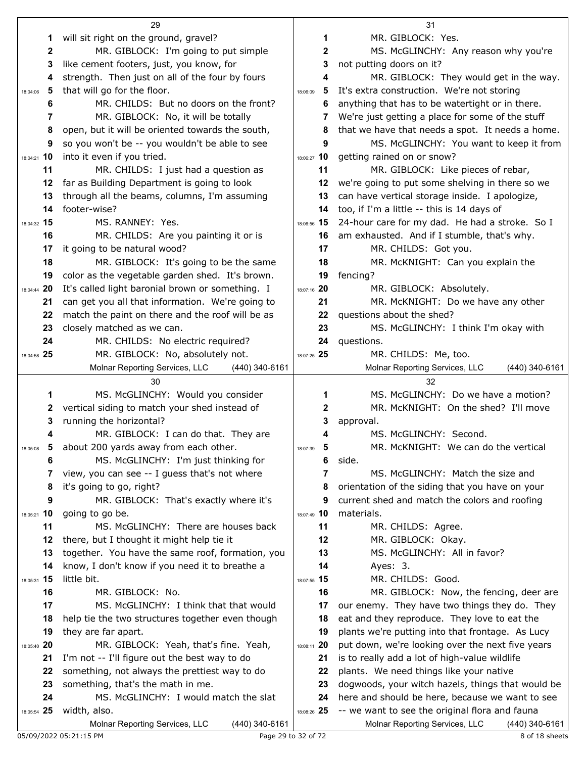will sit right on the ground, gravel?

MR. GIBLOCK: I'm going to put simple like cement footers, just, you know, for strength. Then just on all of the four by fours that will go for the floor.

MR. CHILDS: But no doors on the front?

MR. GIBLOCK: No, it will be totally open, but it will be oriented towards the south, so you won't be -- you wouldn't be able to see into it even if you tried.

MR. CHILDS: I just had a question as far as Building Department is going to look through all the beams, columns, I'm assuming footer-wise?

MS. RANNEY: Yes.

MR. CHILDS: Are you painting it or is it going to be natural wood?

MR. GIBLOCK: It's going to be the same color as the vegetable garden shed. It's brown. It's called light baronial brown or something. I can get you all that information. We're going to match the paint on there and the roof will be as closely matched as we can.

MR. CHILDS: No electric required?

MR. GIBLOCK: No, absolutely not.

MS. McGLINCHY: Would you consider vertical siding to match your shed instead of running the horizontal?

MR. GIBLOCK: I can do that. They are about 200 yards away from each other.

MS. McGLINCHY: I'm just thinking for view, you can see -- I guess that's not where it's going to go, right?

MR. GIBLOCK: That's exactly where it's going to go be.

MS. McGLINCHY: There are houses back there, but I thought it might help tie it together. You have the same roof, formation, you know, I don't know if you need it to breathe a little bit.

MR. GIBLOCK: No.

MS. McGLINCHY: I think that that would help tie the two structures together even though they are far apart.

MR. GIBLOCK: Yeah, that's fine. Yeah, I'm not -- I'll figure out the best way to do something, not always the prettiest way to do something, that's the math in me.

MS. McGLINCHY: I would match the slat width, also.

MR. GIBLOCK: Yes.

MS. McGLINCHY: Any reason why you're not putting doors on it?

MR. GIBLOCK: They would get in the way. It's extra construction. We're not storing anything that has to be watertight or in there. We're just getting a place for some of the stuff that we have that needs a spot. It needs a home.

MS. McGLINCHY: You want to keep it from getting rained on or snow?

MR. GIBLOCK: Like pieces of rebar, we're going to put some shelving in there so we can have vertical storage inside. I apologize, too, if I'm a little -- this is 14 days of 24-hour care for my dad. He had a stroke. So I am exhausted. And if I stumble, that's why.

MR. CHILDS: Got you.

MR. McKNIGHT: Can you explain the fencing?

MR. GIBLOCK: Absolutely.

MR. McKNIGHT: Do we have any other questions about the shed?

MS. McGLINCHY: I think I'm okay with questions.

MR. CHILDS: Me, too.

MS. McGLINCHY: Do we have a motion?

MR. McKNIGHT: On the shed? I'll move approval.

MS. McGLINCHY: Second.

MR. McKNIGHT: We can do the vertical side.

MS. McGLINCHY: Match the size and orientation of the siding that you have on your current shed and match the colors and roofing materials.

MR. CHILDS: Agree.

MR. GIBLOCK: Okay.

MS. McGLINCHY: All in favor?

Ayes: 3.

MR. CHILDS: Good.

MR. GIBLOCK: Now, the fencing, deer are our enemy. They have two things they do. They eat and they reproduce. They love to eat the plants we're putting into that frontage. As Lucy put down, we're looking over the next five years is to really add a lot of high-value wildlife plants. We need things like your native dogwoods, your witch hazels, things that would be here and should be here, because we want to see -- we want to see the original flora and fauna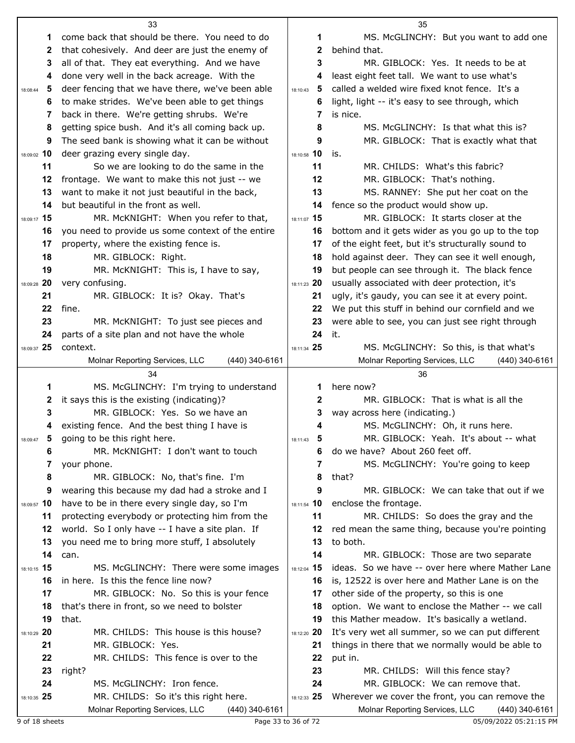come back that should be there. You need to do that cohesively. And deer are just the enemy of all of that. They eat everything. And we have done very well in the back acreage. With the deer fencing that we have there, we've been able to make strides. We've been able to get things back in there. We're getting shrubs. We're getting spice bush. And it's all coming back up. The seed bank is showing what it can be without deer grazing every single day.

So we are looking to do the same in the frontage. We want to make this not just -- we want to make it not just beautiful in the back, but beautiful in the front as well.

MR. McKNIGHT: When you refer to that, you need to provide us some context of the entire property, where the existing fence is.

MR. GIBLOCK: Right.

MR. McKNIGHT: This is, I have to say, very confusing.

MR. GIBLOCK: It is? Okay. That's fine.

MR. McKNIGHT: To just see pieces and parts of a site plan and not have the whole context.

MS. McGLINCHY: I'm trying to understand it says this is the existing (indicating)?

MR. GIBLOCK: Yes. So we have an existing fence. And the best thing I have is going to be this right here.

MR. McKNIGHT: I don't want to touch your phone.

MR. GIBLOCK: No, that's fine. I'm wearing this because my dad had a stroke and I have to be in there every single day, so I'm protecting everybody or protecting him from the world. So I only have -- I have a site plan. If you need me to bring more stuff, I absolutely can.

MS. McGLINCHY: There were some images in here. Is this the fence line now?

MR. GIBLOCK: No. So this is your fence that's there in front, so we need to bolster that.

MR. CHILDS: This house is this house?

MR. GIBLOCK: Yes.

MR. CHILDS: This fence is over to the right?

MS. McGLINCHY: Iron fence.

MR. CHILDS: So it's this right here.

MS. McGLINCHY: But you want to add one behind that.

MR. GIBLOCK: Yes. It needs to be at least eight feet tall. We want to use what's called a welded wire fixed knot fence. It's a light, light -- it's easy to see through, which is nice.

MS. McGLINCHY: Is that what this is?

MR. GIBLOCK: That is exactly what that is.

MR. CHILDS: What's this fabric?

MR. GIBLOCK: That's nothing.

MS. RANNEY: She put her coat on the fence so the product would show up.

MR. GIBLOCK: It starts closer at the bottom and it gets wider as you go up to the top of the eight feet, but it's structurally sound to hold against deer. They can see it well enough, but people can see through it. The black fence usually associated with deer protection, it's ugly, it's gaudy, you can see it at every point. We put this stuff in behind our cornfield and we were able to see, you can just see right through it.

MS. McGLINCHY: So this, is that what's here now?

MR. GIBLOCK: That is what is all the way across here (indicating.)

MS. McGLINCHY: Oh, it runs here.

MR. GIBLOCK: Yeah. It's about -- what do we have? About 260 feet off.

MS. McGLINCHY: You're going to keep that?

MR. GIBLOCK: We can take that out if we enclose the frontage.

MR. CHILDS: So does the gray and the red mean the same thing, because you're pointing to both.

MR. GIBLOCK: Those are two separate ideas. So we have -- over here where Mather Lane is, 12522 is over here and Mather Lane is on the other side of the property, so this is one option. We want to enclose the Mather -- we call this Mather meadow. It's basically a wetland. It's very wet all summer, so we can put different things in there that we normally would be able to put in.

MR. CHILDS: Will this fence stay?

MR. GIBLOCK: We can remove that. Wherever we cover the front, you can remove the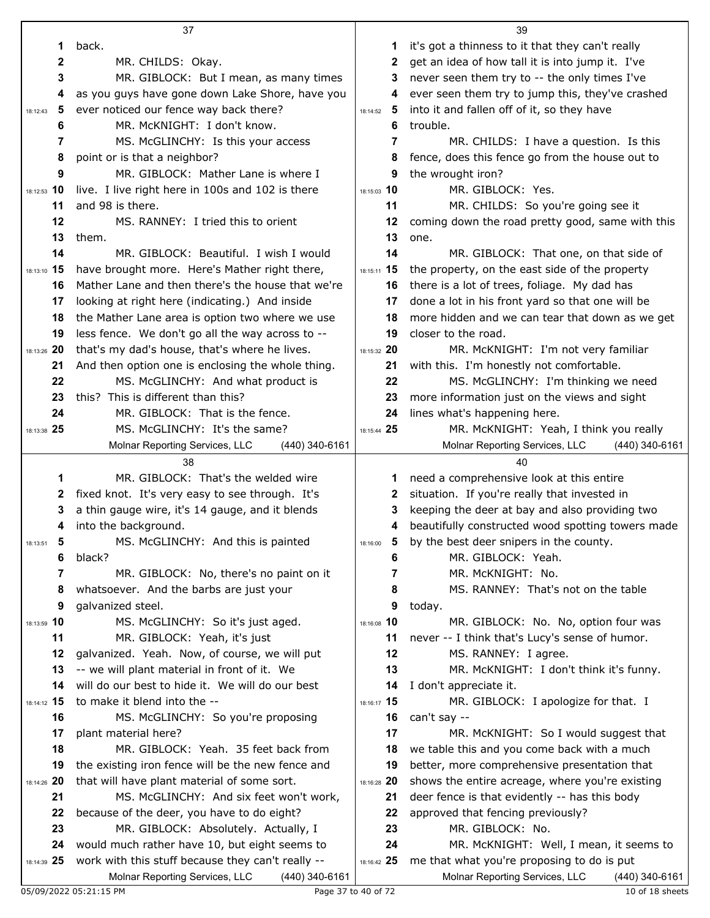back.

MR. CHILDS: Okay.

MR. GIBLOCK: But I mean, as many times as you guys have gone down Lake Shore, have you ever noticed our fence way back there?

MR. McKNIGHT: I don't know.

MS. McGLINCHY: Is this your access point or is that a neighbor?

MR. GIBLOCK: Mather Lane is where I live. I live right here in 100s and 102 is there and 98 is there.

MS. RANNEY: I tried this to orient them.

MR. GIBLOCK: Beautiful. I wish I would have brought more. Here's Mather right there, Mather Lane and then there's the house that we're looking at right here (indicating.) And inside the Mather Lane area is option two where we use less fence. We don't go all the way across to -- that's my dad's house, that's where he lives. And then option one is enclosing the whole thing.

MS. McGLINCHY: And what product is this? This is different than this?

MR. GIBLOCK: That is the fence.

MS. McGLINCHY: It's the same?

MR. GIBLOCK: That's the welded wire fixed knot. It's very easy to see through. It's a thin gauge wire, it's 14 gauge, and it blends into the background.

MS. McGLINCHY: And this is painted black?

MR. GIBLOCK: No, there's no paint on it whatsoever. And the barbs are just your galvanized steel.

MS. McGLINCHY: So it's just aged.

MR. GIBLOCK: Yeah, it's just galvanized. Yeah. Now, of course, we will put -- we will plant material in front of it. We will do our best to hide it. We will do our best to make it blend into the --

MS. McGLINCHY: So you're proposing plant material here?

MR. GIBLOCK: Yeah. 35 feet back from the existing iron fence will be the new fence and that will have plant material of some sort.

MS. McGLINCHY: And six feet won't work, because of the deer, you have to do eight?

MR. GIBLOCK: Absolutely. Actually, I would much rather have 10, but eight seems to work with this stuff because they can't really -- it's got a thinness to it that they can't really get an idea of how tall it is into jump it. I've never seen them try to -- the only times I've ever seen them try to jump this, they've crashed into it and fallen off of it, so they have trouble.

MR. CHILDS: I have a question. Is this fence, does this fence go from the house out to the wrought iron?

MR. GIBLOCK: Yes.

MR. CHILDS: So you're going see it coming down the road pretty good, same with this one.

MR. GIBLOCK: That one, on that side of the property, on the east side of the property there is a lot of trees, foliage. My dad has done a lot in his front yard so that one will be more hidden and we can tear that down as we get closer to the road.

MR. McKNIGHT: I'm not very familiar with this. I'm honestly not comfortable.

MS. McGLINCHY: I'm thinking we need more information just on the views and sight lines what's happening here.

MR. McKNIGHT: Yeah, I think you really need a comprehensive look at this entire situation. If you're really that invested in keeping the deer at bay and also providing two beautifully constructed wood spotting towers made by the best deer snipers in the county.

MR. GIBLOCK: Yeah.

MR. McKNIGHT: No.

MS. RANNEY: That's not on the table today.

MR. GIBLOCK: No. No, option four was never -- I think that's Lucy's sense of humor.

MS. RANNEY: I agree.

MR. McKNIGHT: I don't think it's funny. I don't appreciate it.

MR. GIBLOCK: I apologize for that. I can't say --

MR. McKNIGHT: So I would suggest that we table this and you come back with a much better, more comprehensive presentation that shows the entire acreage, where you're existing deer fence is that evidently -- has this body approved that fencing previously?

MR. GIBLOCK: No.

MR. McKNIGHT: Well, I mean, it seems to me that what you're proposing to do is put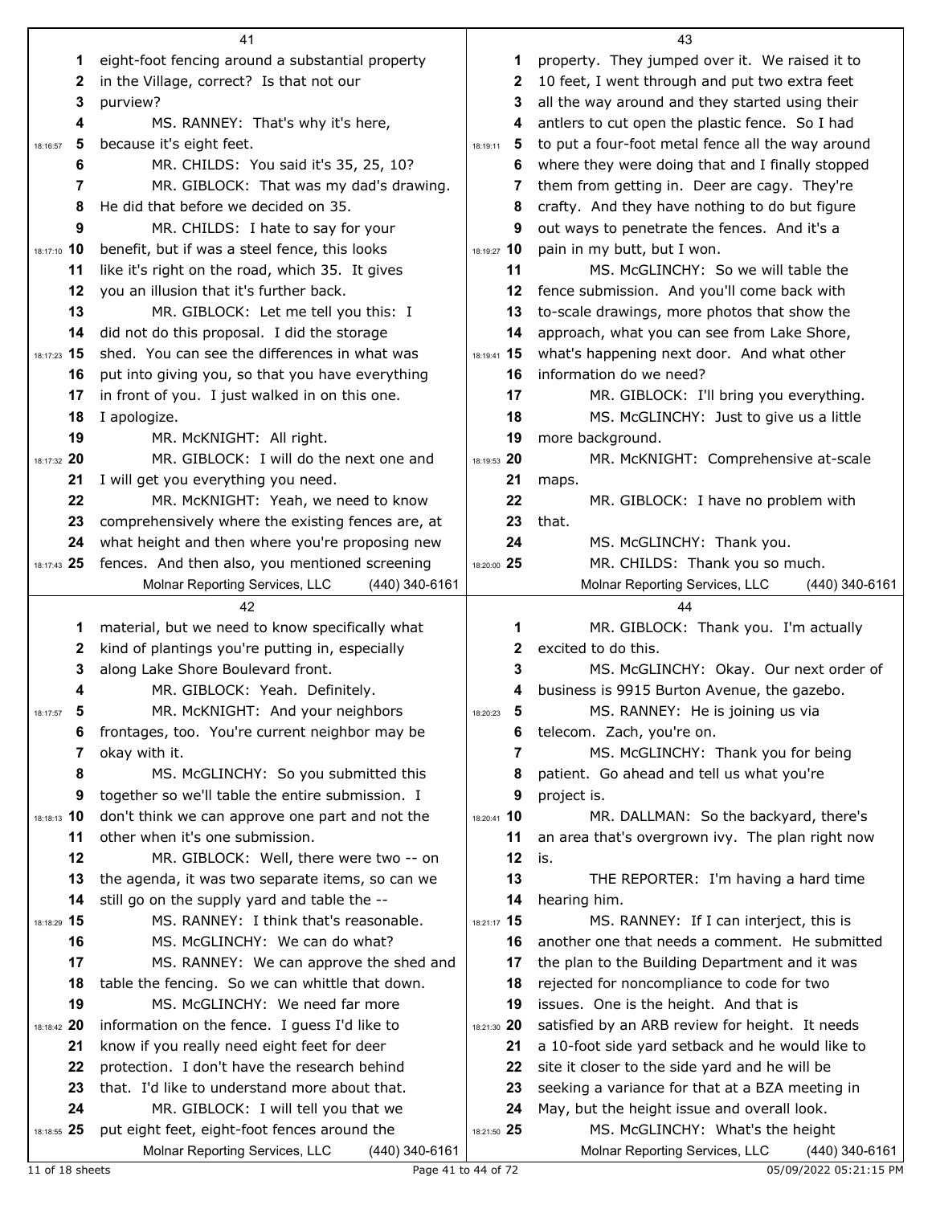eight-foot fencing around a substantial property in the Village, correct? Is that not our purview?

MS. RANNEY: That's why it's here, because it's eight feet.

MR. CHILDS: You said it's 35, 25, 10?

MR. GIBLOCK: That was my dad's drawing. He did that before we decided on 35.

MR. CHILDS: I hate to say for your benefit, but if was a steel fence, this looks like it's right on the road, which 35. It gives you an illusion that it's further back.

MR. GIBLOCK: Let me tell you this: I did not do this proposal. I did the storage shed. You can see the differences in what was put into giving you, so that you have everything in front of you. I just walked in on this one. I apologize.

MR. McKNIGHT: All right.

MR. GIBLOCK: I will do the next one and I will get you everything you need.

MR. McKNIGHT: Yeah, we need to know comprehensively where the existing fences are, at what height and then where you're proposing new fences. And then also, you mentioned screening material, but we need to know specifically what kind of plantings you're putting in, especially along Lake Shore Boulevard front.

MR. GIBLOCK: Yeah. Definitely.

MR. McKNIGHT: And your neighbors frontages, too. You're current neighbor may be okay with it.

MS. McGLINCHY: So you submitted this together so we'll table the entire submission. I don't think we can approve one part and not the other when it's one submission.

MR. GIBLOCK: Well, there were two -- on the agenda, it was two separate items, so can we still go on the supply yard and table the --

MS. RANNEY: I think that's reasonable.

MS. McGLINCHY: We can do what?

MS. RANNEY: We can approve the shed and table the fencing. So we can whittle that down.

MS. McGLINCHY: We need far more information on the fence. I guess I'd like to know if you really need eight feet for deer protection. I don't have the research behind that. I'd like to understand more about that.

MR. GIBLOCK: I will tell you that we put eight feet, eight-foot fences around the property. They jumped over it. We raised it to 10 feet, I went through and put two extra feet all the way around and they started using their antlers to cut open the plastic fence. So I had to put a four-foot metal fence all the way around where they were doing that and I finally stopped them from getting in. Deer are cagy. They're crafty. And they have nothing to do but figure out ways to penetrate the fences. And it's a pain in my butt, but I won.

MS. McGLINCHY: So we will table the fence submission. And you'll come back with to-scale drawings, more photos that show the approach, what you can see from Lake Shore, what's happening next door. And what other information do we need?

MR. GIBLOCK: I'll bring you everything.

MS. McGLINCHY: Just to give us a little more background.

MR. McKNIGHT: Comprehensive at-scale maps.

MR. GIBLOCK: I have no problem with that.

MS. McGLINCHY: Thank you.

MR. CHILDS: Thank you so much.

MR. GIBLOCK: Thank you. I'm actually excited to do this.

MS. McGLINCHY: Okay. Our next order of business is 9915 Burton Avenue, the gazebo.

MS. RANNEY: He is joining us via telecom. Zach, you're on.

MS. McGLINCHY: Thank you for being patient. Go ahead and tell us what you're project is.

MR. DALLMAN: So the backyard, there's an area that's overgrown ivy. The plan right now is.

THE REPORTER: I'm having a hard time hearing him.

MS. RANNEY: If I can interject, this is another one that needs a comment. He submitted the plan to the Building Department and it was rejected for noncompliance to code for two issues. One is the height. And that is satisfied by an ARB review for height. It needs a 10-foot side yard setback and he would like to site it closer to the side yard and he will be seeking a variance for that at a BZA meeting in May, but the height issue and overall look.

MS. McGLINCHY: What's the height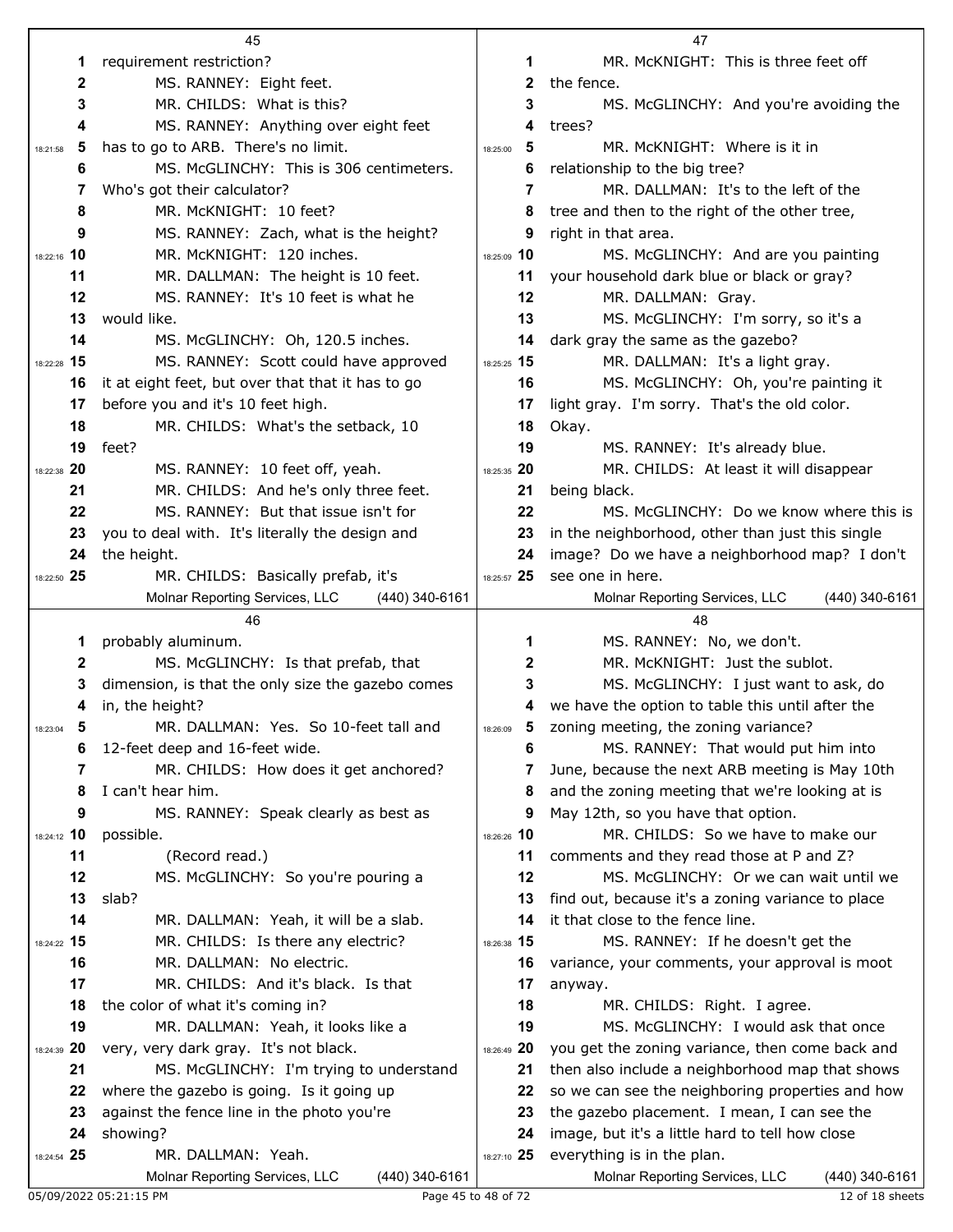requirement restriction?

MS. RANNEY: Eight feet.

MR. CHILDS: What is this?

MS. RANNEY: Anything over eight feet has to go to ARB. There's no limit.

MS. McGLINCHY: This is 306 centimeters. Who's got their calculator?

MR. McKNIGHT: 10 feet?

MS. RANNEY: Zach, what is the height?

MR. McKNIGHT: 120 inches.

MR. DALLMAN: The height is 10 feet.

MS. RANNEY: It's 10 feet is what he would like.

MS. McGLINCHY: Oh, 120.5 inches.

MS. RANNEY: Scott could have approved it at eight feet, but over that that it has to go before you and it's 10 feet high.

MR. CHILDS: What's the setback, 10 feet?

MS. RANNEY: 10 feet off, yeah.

MR. CHILDS: And he's only three feet.

MS. RANNEY: But that issue isn't for you to deal with. It's literally the design and the height.

MR. CHILDS: Basically prefab, it's probably aluminum.

MS. McGLINCHY: Is that prefab, that dimension, is that the only size the gazebo comes in, the height?

MR. DALLMAN: Yes. So 10-feet tall and 12-feet deep and 16-feet wide.

MR. CHILDS: How does it get anchored? I can't hear him.

MS. RANNEY: Speak clearly as best as possible.

(Record read.)

MS. McGLINCHY: So you're pouring a slab?

MR. DALLMAN: Yeah, it will be a slab.

MR. CHILDS: Is there any electric?

MR. DALLMAN: No electric.

MR. CHILDS: And it's black. Is that the color of what it's coming in?

MR. DALLMAN: Yeah, it looks like a very, very dark gray. It's not black.

MS. McGLINCHY: I'm trying to understand where the gazebo is going. Is it going up against the fence line in the photo you're showing?

MR. DALLMAN: Yeah.

MR. McKNIGHT: This is three feet off the fence.

MS. McGLINCHY: And you're avoiding the trees?

MR. McKNIGHT: Where is it in relationship to the big tree?

MR. DALLMAN: It's to the left of the tree and then to the right of the other tree, right in that area.

MS. McGLINCHY: And are you painting your household dark blue or black or gray?

MR. DALLMAN: Gray.

MS. McGLINCHY: I'm sorry, so it's a dark gray the same as the gazebo?

MR. DALLMAN: It's a light gray.

MS. McGLINCHY: Oh, you're painting it light gray. I'm sorry. That's the old color. Okay.

MS. RANNEY: It's already blue.

MR. CHILDS: At least it will disappear being black.

MS. McGLINCHY: Do we know where this is in the neighborhood, other than just this single image? Do we have a neighborhood map? I don't see one in here.

MS. RANNEY: No, we don't.

MR. McKNIGHT: Just the sublot.

MS. McGLINCHY: I just want to ask, do we have the option to table this until after the zoning meeting, the zoning variance?

MS. RANNEY: That would put him into June, because the next ARB meeting is May 10th and the zoning meeting that we're looking at is May 12th, so you have that option.

MR. CHILDS: So we have to make our comments and they read those at P and Z?

MS. McGLINCHY: Or we can wait until we find out, because it's a zoning variance to place it that close to the fence line.

MS. RANNEY: If he doesn't get the variance, your comments, your approval is moot anyway.

MR. CHILDS: Right. I agree.

MS. McGLINCHY: I would ask that once you get the zoning variance, then come back and then also include a neighborhood map that shows so we can see the neighboring properties and how the gazebo placement. I mean, I can see the image, but it's a little hard to tell how close everything is in the plan.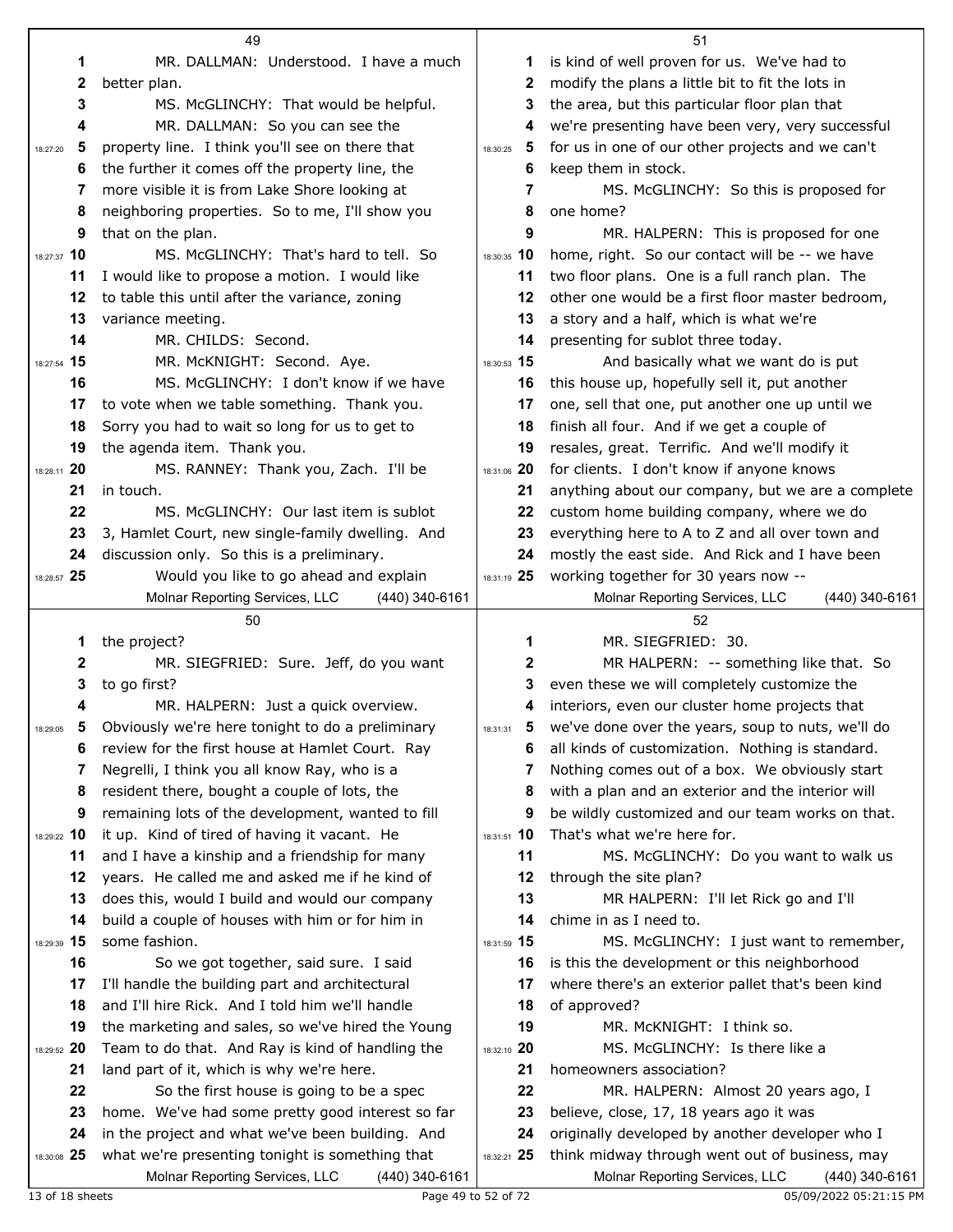MR. DALLMAN: Understood. I have a much better plan.

MS. McGLINCHY: That would be helpful.

MR. DALLMAN: So you can see the property line. I think you'll see on there that the further it comes off the property line, the more visible it is from Lake Shore looking at neighboring properties. So to me, I'll show you that on the plan.

MS. McGLINCHY: That's hard to tell. So I would like to propose a motion. I would like to table this until after the variance, zoning variance meeting.

MR. CHILDS: Second.

MR. McKNIGHT: Second. Aye.

MS. McGLINCHY: I don't know if we have to vote when we table something. Thank you. Sorry you had to wait so long for us to get to the agenda item. Thank you.

MS. RANNEY: Thank you, Zach. I'll be in touch.

MS. McGLINCHY: Our last item is sublot 3, Hamlet Court, new single-family dwelling. And discussion only. So this is a preliminary.

Would you like to go ahead and explain the project?

MR. SIEGFRIED: Sure. Jeff, do you want to go first?

MR. HALPERN: Just a quick overview. Obviously we're here tonight to do a preliminary review for the first house at Hamlet Court. Ray Negrelli, I think you all know Ray, who is a resident there, bought a couple of lots, the remaining lots of the development, wanted to fill it up. Kind of tired of having it vacant. He and I have a kinship and a friendship for many years. He called me and asked me if he kind of does this, would I build and would our company build a couple of houses with him or for him in some fashion.

So we got together, said sure. I said I'll handle the building part and architectural and I'll hire Rick. And I told him we'll handle the marketing and sales, so we've hired the Young Team to do that. And Ray is kind of handling the land part of it, which is why we're here.

So the first house is going to be a spec home. We've had some pretty good interest so far in the project and what we've been building. And what we're presenting tonight is something that is kind of well proven for us. We've had to modify the plans a little bit to fit the lots in the area, but this particular floor plan that we're presenting have been very, very successful for us in one of our other projects and we can't keep them in stock.

MS. McGLINCHY: So this is proposed for one home?

MR. HALPERN: This is proposed for one home, right. So our contact will be -- we have two floor plans. One is a full ranch plan. The other one would be a first floor master bedroom, a story and a half, which is what we're presenting for sublot three today.

And basically what we want do is put this house up, hopefully sell it, put another one, sell that one, put another one up until we finish all four. And if we get a couple of resales, great. Terrific. And we'll modify it for clients. I don't know if anyone knows anything about our company, but we are a complete custom home building company, where we do everything here to A to Z and all over town and mostly the east side. And Rick and I have been working together for 30 years now --

MR. SIEGFRIED: 30.

MR HALPERN: -- something like that. So even these we will completely customize the interiors, even our cluster home projects that we've done over the years, soup to nuts, we'll do all kinds of customization. Nothing is standard. Nothing comes out of a box. We obviously start with a plan and an exterior and the interior will be wildly customized and our team works on that. That's what we're here for.

MS. McGLINCHY: Do you want to walk us through the site plan?

MR HALPERN: I'll let Rick go and I'll chime in as I need to.

MS. McGLINCHY: I just want to remember, is this the development or this neighborhood where there's an exterior pallet that's been kind of approved?

MR. McKNIGHT: I think so.

MS. McGLINCHY: Is there like a homeowners association?

MR. HALPERN: Almost 20 years ago, I believe, close, 17, 18 years ago it was originally developed by another developer who I think midway through went out of business, may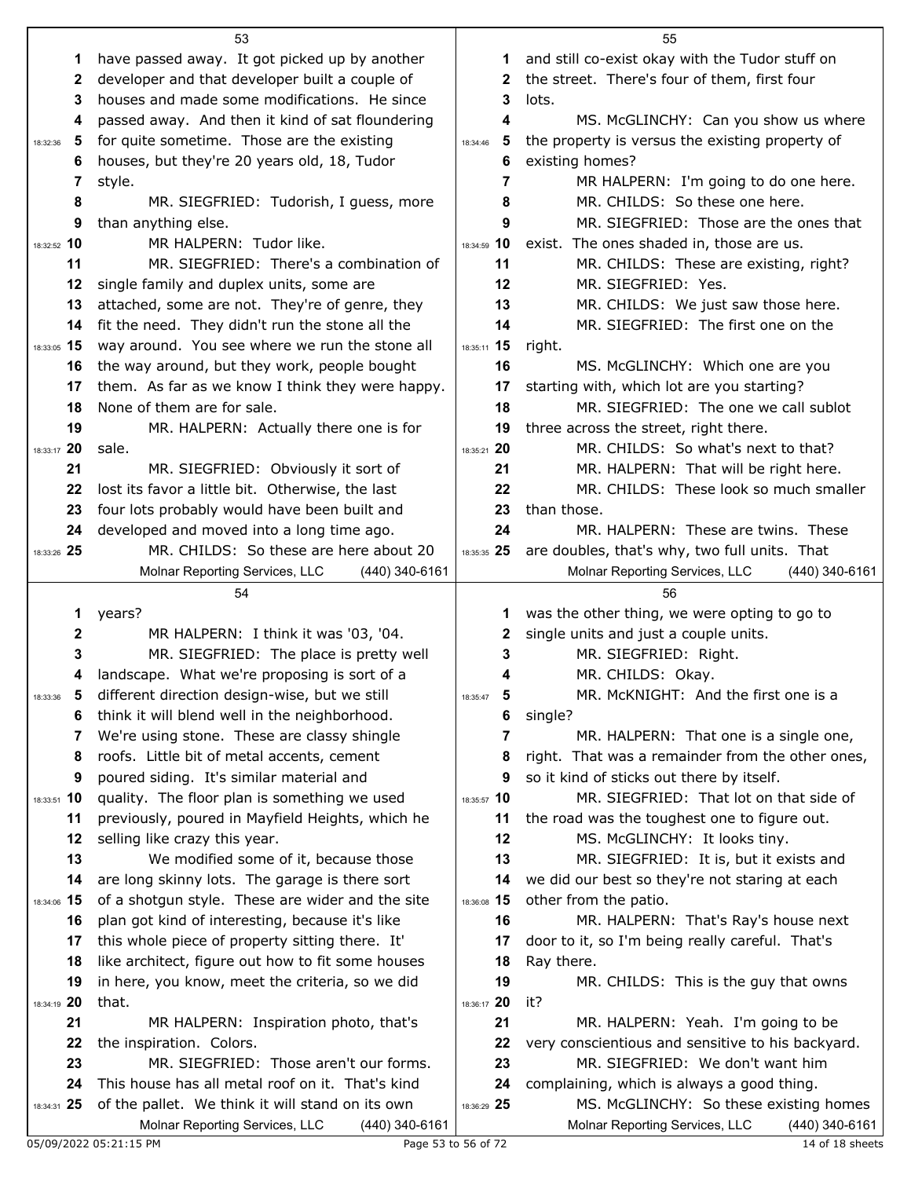53

have passed away. It got picked up by another developer and that developer built a couple of houses and made some modifications. He since passed away. And then it kind of sat floundering for quite sometime. Those are the existing houses, but they're 20 years old, 18, Tudor style.

MR. SIEGFRIED: Tudorish, I guess, more than anything else.

MR HALPERN: Tudor like.

MR. SIEGFRIED: There's a combination of single family and duplex units, some are attached, some are not. They're of genre, they fit the need. They didn't run the stone all the way around. You see where we run the stone all the way around, but they work, people bought them. As far as we know I think they were happy. None of them are for sale.

MR. HALPERN: Actually there one is for sale.

MR. SIEGFRIED: Obviously it sort of lost its favor a little bit. Otherwise, the last four lots probably would have been built and developed and moved into a long time ago.

MR. CHILDS: So these are here about 20

54

years?

MR HALPERN: I think it was '03, '04.

MR. SIEGFRIED: The place is pretty well landscape. What we're proposing is sort of a different direction design-wise, but we still think it will blend well in the neighborhood. We're using stone. These are classy shingle roofs. Little bit of metal accents, cement poured siding. It's similar material and quality. The floor plan is something we used previously, poured in Mayfield Heights, which he selling like crazy this year.

We modified some of it, because those are long skinny lots. The garage is there sort of a shotgun style. These are wider and the site plan got kind of interesting, because it's like this whole piece of property sitting there. It' like architect, figure out how to fit some houses in here, you know, meet the criteria, so we did that.

MR HALPERN: Inspiration photo, that's the inspiration. Colors.

MR. SIEGFRIED: Those aren't our forms. This house has all metal roof on it. That's kind of the pallet. We think it will stand on its own

55

and still co-exist okay with the Tudor stuff on the street. There's four of them, first four lots.

MS. McGLINCHY: Can you show us where the property is versus the existing property of existing homes?

MR HALPERN: I'm going to do one here.

MR. CHILDS: So these one here.

MR. SIEGFRIED: Those are the ones that exist. The ones shaded in, those are us.

MR. CHILDS: These are existing, right?

MR. SIEGFRIED: Yes.

MR. CHILDS: We just saw those here.

MR. SIEGFRIED: The first one on the right.

MS. McGLINCHY: Which one are you starting with, which lot are you starting?

MR. SIEGFRIED: The one we call sublot three across the street, right there.

MR. CHILDS: So what's next to that?

MR. HALPERN: That will be right here.

MR. CHILDS: These look so much smaller than those.

MR. HALPERN: These are twins. These are doubles, that's why, two full units. That

56

was the other thing, we were opting to go to single units and just a couple units.

MR. SIEGFRIED: Right.

MR. CHILDS: Okay.

MR. McKNIGHT: And the first one is a single?

MR. HALPERN: That one is a single one, right. That was a remainder from the other ones, so it kind of sticks out there by itself.

MR. SIEGFRIED: That lot on that side of the road was the toughest one to figure out.

MS. McGLINCHY: It looks tiny.

MR. SIEGFRIED: It is, but it exists and we did our best so they're not staring at each other from the patio.

MR. HALPERN: That's Ray's house next door to it, so I'm being really careful. That's Ray there.

MR. CHILDS: This is the guy that owns it?

MR. HALPERN: Yeah. I'm going to be very conscientious and sensitive to his backyard.

MR. SIEGFRIED: We don't want him complaining, which is always a good thing.

MS. McGLINCHY: So these existing homes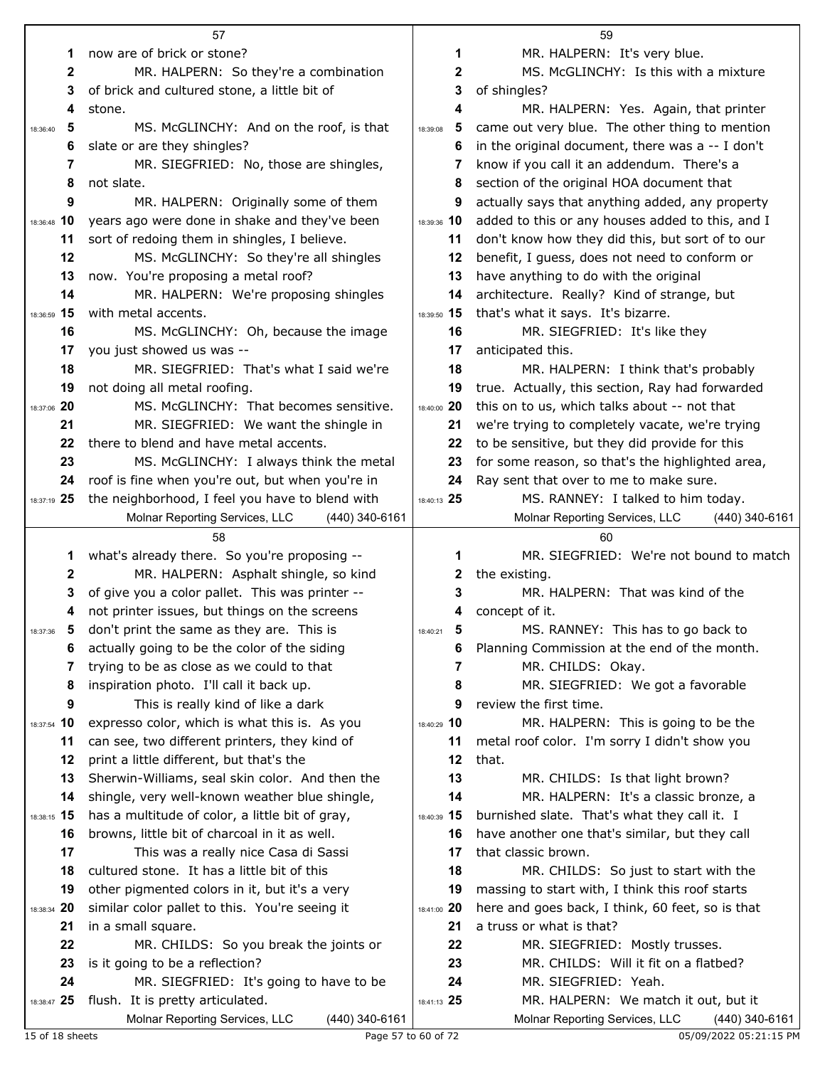## 57

1 now are of brick or stone?

2 MR. HALPERN: So they're a combination

3 of brick and cultured stone, a little bit of

4 stone.

5 MS. McGLINCHY: And on the roof, is that

6 slate or are they shingles?

7 MR. SIEGFRIED: No, those are shingles,

8 not slate.

9 MR. HALPERN: Originally some of them

10 years ago were done in shake and they've been

11 sort of redoing them in shingles, I believe.

12 MS. McGLINCHY: So they're all shingles

13 now. You're proposing a metal roof?

14 MR. HALPERN: We're proposing shingles

15 with metal accents.

16 MS. McGLINCHY: Oh, because the image

17 you just showed us was --

18 MR. SIEGFRIED: That's what I said we're

19 not doing all metal roofing.

20 MS. McGLINCHY: That becomes sensitive.

21 MR. SIEGFRIED: We want the shingle in

22 there to blend and have metal accents.

23 MS. McGLINCHY: I always think the metal

24 roof is fine when you're out, but when you're in

25 the neighborhood, I feel you have to blend with

## 58

1 what's already there. So you're proposing --

2 MR. HALPERN: Asphalt shingle, so kind

3 of give you a color pallet. This was printer --

4 not printer issues, but things on the screens

5 don't print the same as they are. This is

6 actually going to be the color of the siding

7 trying to be as close as we could to that

8 inspiration photo. I'll call it back up.

9 This is really kind of like a dark

10 expresso color, which is what this is. As you

11 can see, two different printers, they kind of

12 print a little different, but that's the

13 Sherwin-Williams, seal skin color. And then the

14 shingle, very well-known weather blue shingle,

15 has a multitude of color, a little bit of gray,

16 browns, little bit of charcoal in it as well.

17 This was a really nice Casa di Sassi

18 cultured stone. It has a little bit of this

19 other pigmented colors in it, but it's a very

20 similar color pallet to this. You're seeing it

21 in a small square.

22 MR. CHILDS: So you break the joints or

23 is it going to be a reflection?

24 MR. SIEGFRIED: It's going to have to be

25 flush. It is pretty articulated.

## 59

1 MR. HALPERN: It's very blue.

2 MS. McGLINCHY: Is this with a mixture

3 of shingles?

4 MR. HALPERN: Yes. Again, that printer

5 came out very blue. The other thing to mention

6 in the original document, there was a -- I don't

7 know if you call it an addendum. There's a

8 section of the original HOA document that

9 actually says that anything added, any property

10 added to this or any houses added to this, and I

11 don't know how they did this, but sort of to our

12 benefit, I guess, does not need to conform or

13 have anything to do with the original

14 architecture. Really? Kind of strange, but

15 that's what it says. It's bizarre.

16 MR. SIEGFRIED: It's like they

17 anticipated this.

18 MR. HALPERN: I think that's probably

19 true. Actually, this section, Ray had forwarded

20 this on to us, which talks about -- not that

21 we're trying to completely vacate, we're trying

22 to be sensitive, but they did provide for this

23 for some reason, so that's the highlighted area,

24 Ray sent that over to me to make sure.

25 MS. RANNEY: I talked to him today.

## 60

1 MR. SIEGFRIED: We're not bound to match

2 the existing.

3 MR. HALPERN: That was kind of the

4 concept of it.

5 MS. RANNEY: This has to go back to

6 Planning Commission at the end of the month.

7 MR. CHILDS: Okay.

8 MR. SIEGFRIED: We got a favorable

9 review the first time.

10 MR. HALPERN: This is going to be the

11 metal roof color. I'm sorry I didn't show you

12 that.

13 MR. CHILDS: Is that light brown?

14 MR. HALPERN: It's a classic bronze, a

15 burnished slate. That's what they call it. I

16 have another one that's similar, but they call

17 that classic brown.

18 MR. CHILDS: So just to start with the

19 massing to start with, I think this roof starts

20 here and goes back, I think, 60 feet, so is that

21 a truss or what is that?

22 MR. SIEGFRIED: Mostly trusses.

23 MR. CHILDS: Will it fit on a flatbed?

24 MR. SIEGFRIED: Yeah.

25 MR. HALPERN: We match it out, but it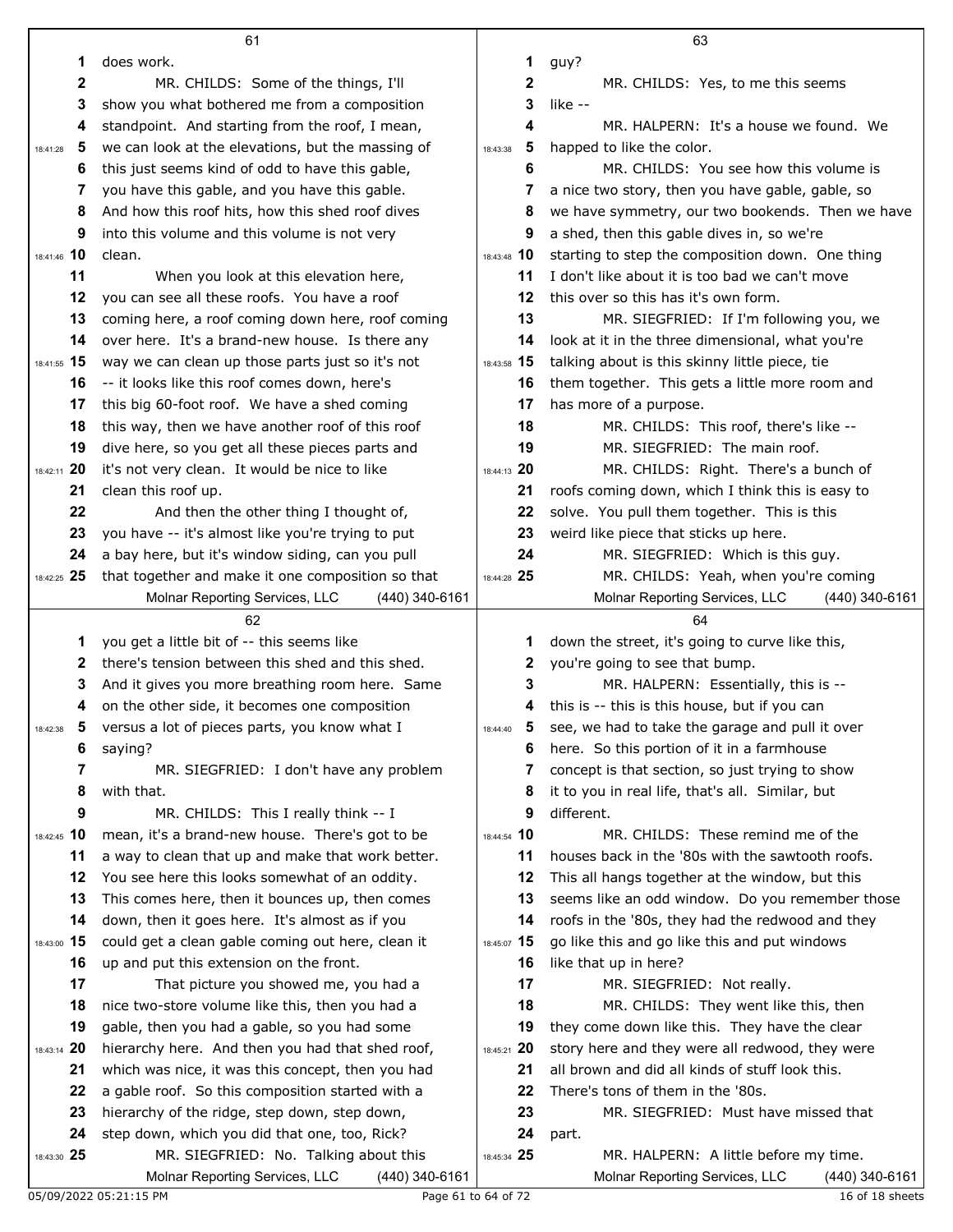61

1 does work.

2 MR. CHILDS: Some of the things, I'll

3 show you what bothered me from a composition

4 standpoint. And starting from the roof, I mean,

18:41:28 5 we can look at the elevations, but the massing of

6 this just seems kind of odd to have this gable,

7 you have this gable, and you have this gable.

8 And how this roof hits, how this shed roof dives

9 into this volume and this volume is not very

18:41:46 10 clean.

11 When you look at this elevation here,

12 you can see all these roofs. You have a roof

13 coming here, a roof coming down here, roof coming

14 over here. It's a brand-new house. Is there any

18:41:55 15 way we can clean up those parts just so it's not

16 -- it looks like this roof comes down, here's

17 this big 60-foot roof. We have a shed coming

18 this way, then we have another roof of this roof

19 dive here, so you get all these pieces parts and

18:42:11 20 it's not very clean. It would be nice to like

21 clean this roof up.

22 And then the other thing I thought of,

23 you have -- it's almost like you're trying to put

24 a bay here, but it's window siding, can you pull

18:42:25 25 that together and make it one composition so that

62

1 you get a little bit of -- this seems like

2 there's tension between this shed and this shed.

3 And it gives you more breathing room here. Same

4 on the other side, it becomes one composition

18:42:38 5 versus a lot of pieces parts, you know what I

6 saying?

7 MR. SIEGFRIED: I don't have any problem

8 with that.

9 MR. CHILDS: This I really think -- I

18:42:45 10 mean, it's a brand-new house. There's got to be

11 a way to clean that up and make that work better.

12 You see here this looks somewhat of an oddity.

13 This comes here, then it bounces up, then comes

14 down, then it goes here. It's almost as if you

18:43:00 15 could get a clean gable coming out here, clean it

16 up and put this extension on the front.

17 That picture you showed me, you had a

18 nice two-store volume like this, then you had a

19 gable, then you had a gable, so you had some

18:43:14 20 hierarchy here. And then you had that shed roof,

21 which was nice, it was this concept, then you had

22 a gable roof. So this composition started with a

23 hierarchy of the ridge, step down, step down,

24 step down, which you did that one, too, Rick?

18:43:30 25 MR. SIEGFRIED: No. Talking about this

63

1 guy?

2 MR. CHILDS: Yes, to me this seems

3 like --

4 MR. HALPERN: It's a house we found. We

18:43:38 5 happed to like the color.

6 MR. CHILDS: You see how this volume is

7 a nice two story, then you have gable, gable, so

8 we have symmetry, our two bookends. Then we have

9 a shed, then this gable dives in, so we're

18:43:48 10 starting to step the composition down. One thing

11 I don't like about it is too bad we can't move

12 this over so this has it's own form.

13 MR. SIEGFRIED: If I'm following you, we

14 look at it in the three dimensional, what you're

18:43:58 15 talking about is this skinny little piece, tie

16 them together. This gets a little more room and

17 has more of a purpose.

18 MR. CHILDS: This roof, there's like --

19 MR. SIEGFRIED: The main roof.

18:44:13 20 MR. CHILDS: Right. There's a bunch of

21 roofs coming down, which I think this is easy to

22 solve. You pull them together. This is this

23 weird like piece that sticks up here.

24 MR. SIEGFRIED: Which is this guy.

18:44:28 25 MR. CHILDS: Yeah, when you're coming

64

1 down the street, it's going to curve like this,

2 you're going to see that bump.

3 MR. HALPERN: Essentially, this is --

4 this is -- this is this house, but if you can

18:44:40 5 see, we had to take the garage and pull it over

6 here. So this portion of it in a farmhouse

7 concept is that section, so just trying to show

8 it to you in real life, that's all. Similar, but

9 different.

18:44:54 10 MR. CHILDS: These remind me of the

11 houses back in the '80s with the sawtooth roofs.

12 This all hangs together at the window, but this

13 seems like an odd window. Do you remember those

14 roofs in the '80s, they had the redwood and they

18:45:07 15 go like this and go like this and put windows

16 like that up in here?

17 MR. SIEGFRIED: Not really.

18 MR. CHILDS: They went like this, then

19 they come down like this. They have the clear

18:45:21 20 story here and they were all redwood, they were

21 all brown and did all kinds of stuff look this.

22 There's tons of them in the '80s.

23 MR. SIEGFRIED: Must have missed that

24 part.

18:45:34 25 MR. HALPERN: A little before my time.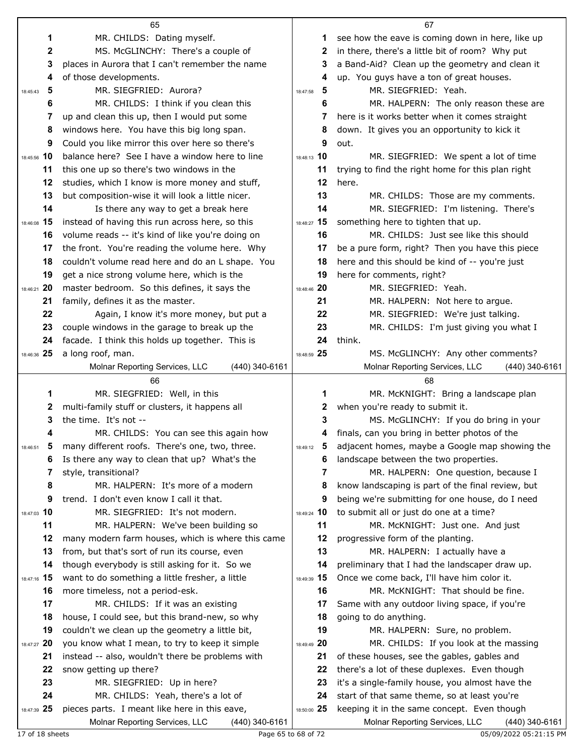MR. CHILDS: Dating myself.

MS. McGLINCHY: There's a couple of places in Aurora that I can't remember the name of those developments.

MR. SIEGFRIED: Aurora?

MR. CHILDS: I think if you clean this up and clean this up, then I would put some windows here. You have this big long span. Could you like mirror this over here so there's balance here? See I have a window here to line this one up so there's two windows in the studies, which I know is more money and stuff, but composition-wise it will look a little nicer.

Is there any way to get a break here instead of having this run across here, so this volume reads -- it's kind of like you're doing on the front. You're reading the volume here. Why couldn't volume read here and do an L shape. You get a nice strong volume here, which is the master bedroom. So this defines, it says the family, defines it as the master.

Again, I know it's more money, but put a couple windows in the garage to break up the facade. I think this holds up together. This is a long roof, man.

MR. SIEGFRIED: Well, in this multi-family stuff or clusters, it happens all the time. It's not --

MR. CHILDS: You can see this again how many different roofs. There's one, two, three. Is there any way to clean that up? What's the style, transitional?

MR. HALPERN: It's more of a modern trend. I don't even know I call it that.

MR. SIEGFRIED: It's not modern.

MR. HALPERN: We've been building so many modern farm houses, which is where this came from, but that's sort of run its course, even though everybody is still asking for it. So we want to do something a little fresher, a little more timeless, not a period-esk.

MR. CHILDS: If it was an existing house, I could see, but this brand-new, so why couldn't we clean up the geometry a little bit, you know what I mean, to try to keep it simple instead -- also, wouldn't there be problems with snow getting up there?

MR. SIEGFRIED: Up in here?

MR. CHILDS: Yeah, there's a lot of pieces parts. I meant like here in this eave, see how the eave is coming down in here, like up in there, there's a little bit of room? Why put a Band-Aid? Clean up the geometry and clean it up. You guys have a ton of great houses.

MR. SIEGFRIED: Yeah.

MR. HALPERN: The only reason these are here is it works better when it comes straight down. It gives you an opportunity to kick it out.

MR. SIEGFRIED: We spent a lot of time trying to find the right home for this plan right here.

MR. CHILDS: Those are my comments.

MR. SIEGFRIED: I'm listening. There's something here to tighten that up.

MR. CHILDS: Just see like this should be a pure form, right? Then you have this piece here and this should be kind of -- you're just here for comments, right?

MR. SIEGFRIED: Yeah.

MR. HALPERN: Not here to argue.

MR. SIEGFRIED: We're just talking.

MR. CHILDS: I'm just giving you what I think.

MS. McGLINCHY: Any other comments?

MR. McKNIGHT: Bring a landscape plan when you're ready to submit it.

MS. McGLINCHY: If you do bring in your finals, can you bring in better photos of the adjacent homes, maybe a Google map showing the landscape between the two properties.

MR. HALPERN: One question, because I know landscaping is part of the final review, but being we're submitting for one house, do I need to submit all or just do one at a time?

MR. McKNIGHT: Just one. And just progressive form of the planting.

MR. HALPERN: I actually have a preliminary that I had the landscaper draw up. Once we come back, I'll have him color it.

MR. McKNIGHT: That should be fine. Same with any outdoor living space, if you're going to do anything.

MR. HALPERN: Sure, no problem.

MR. CHILDS: If you look at the massing of these houses, see the gables, gables and there's a lot of these duplexes. Even though it's a single-family house, you almost have the start of that same theme, so at least you're keeping it in the same concept. Even though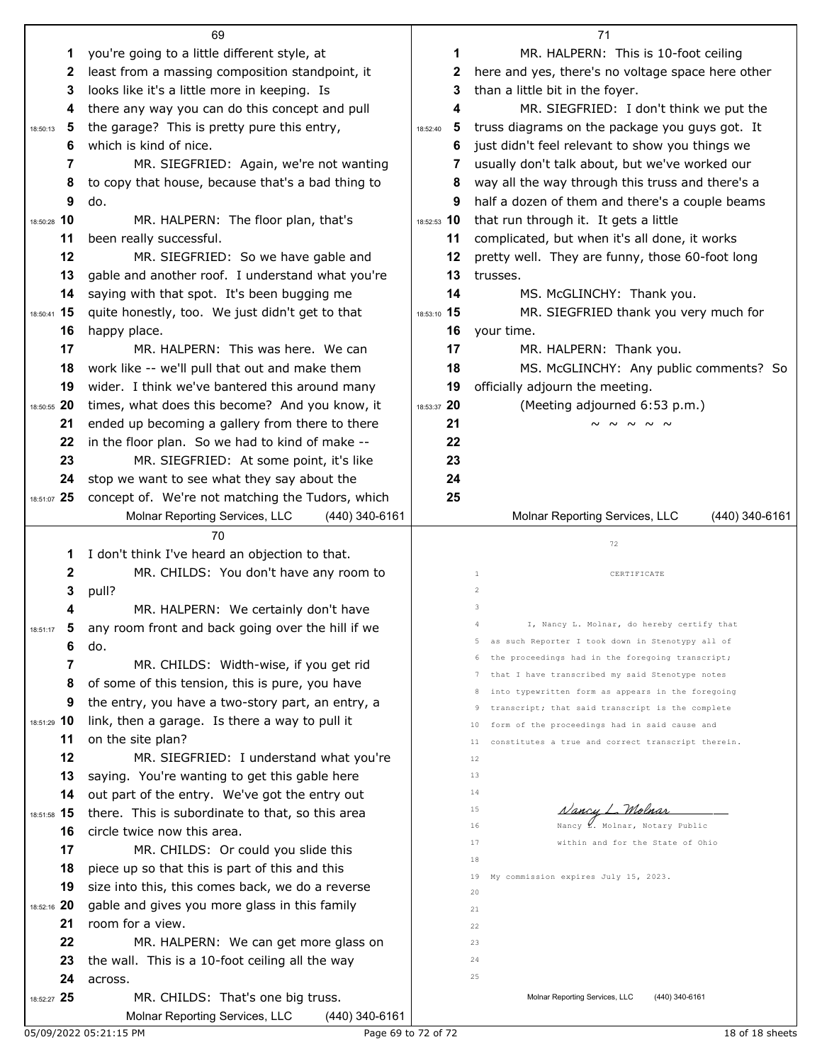you're going to a little different style, at least from a massing composition standpoint, it looks like it's a little more in keeping. Is there any way you can do this concept and pull the garage? This is pretty pure this entry, which is kind of nice.

MR. SIEGFRIED: Again, we're not wanting to copy that house, because that's a bad thing to do.

MR. HALPERN: The floor plan, that's been really successful.

MR. SIEGFRIED: So we have gable and gable and another roof. I understand what you're saying with that spot. It's been bugging me quite honestly, too. We just didn't get to that happy place.

MR. HALPERN: This was here. We can work like -- we'll pull that out and make them wider. I think we've bantered this around many times, what does this become? And you know, it ended up becoming a gallery from there to there in the floor plan. So we had to kind of make --

MR. SIEGFRIED: At some point, it's like stop we want to see what they say about the concept of. We're not matching the Tudors, which I don't think I've heard an objection to that.

MR. CHILDS: You don't have any room to pull?

MR. HALPERN: We certainly don't have any room front and back going over the hill if we do.

MR. CHILDS: Width-wise, if you get rid of some of this tension, this is pure, you have the entry, you have a two-story part, an entry, a link, then a garage. Is there a way to pull it on the site plan?

MR. SIEGFRIED: I understand what you're saying. You're wanting to get this gable here out part of the entry. We've got the entry out there. This is subordinate to that, so this area circle twice now this area.

MR. CHILDS: Or could you slide this piece up so that this is part of this and this size into this, this comes back, we do a reverse gable and gives you more glass in this family room for a view.

MR. HALPERN: We can get more glass on the wall. This is a 10-foot ceiling all the way across.

MR. CHILDS: That's one big truss.

MR. HALPERN: This is 10-foot ceiling here and yes, there's no voltage space here other than a little bit in the foyer.

MR. SIEGFRIED: I don't think we put the truss diagrams on the package you guys got. It just didn't feel relevant to show you things we usually don't talk about, but we've worked our way all the way through this truss and there's a half a dozen of them and there's a couple beams that run through it. It gets a little complicated, but when it's all done, it works pretty well. They are funny, those 60-foot long trusses.

MS. McGLINCHY: Thank you.

MR. SIEGFRIED thank you very much for your time.

MR. HALPERN: Thank you.

MS. McGLINCHY: Any public comments? So officially adjourn the meeting.

(Meeting adjourned 6:53 p.m.)

~ ~ ~ ~ ~

## CERTIFICATE

I, Nancy L. Molnar, do hereby certify that as such Reporter I took down in Stenotypy all of the proceedings had in the foregoing transcript; that I have transcribed my said Stenotype notes into typewritten form as appears in the foregoing transcript; that said transcript is the complete form of the proceedings had in said cause and constitutes a true and correct transcript therein.

*Nancy L. Molnar*

Nancy L. Molnar, Notary Public
within and for the State of Ohio

My commission expires July 15, 2023.